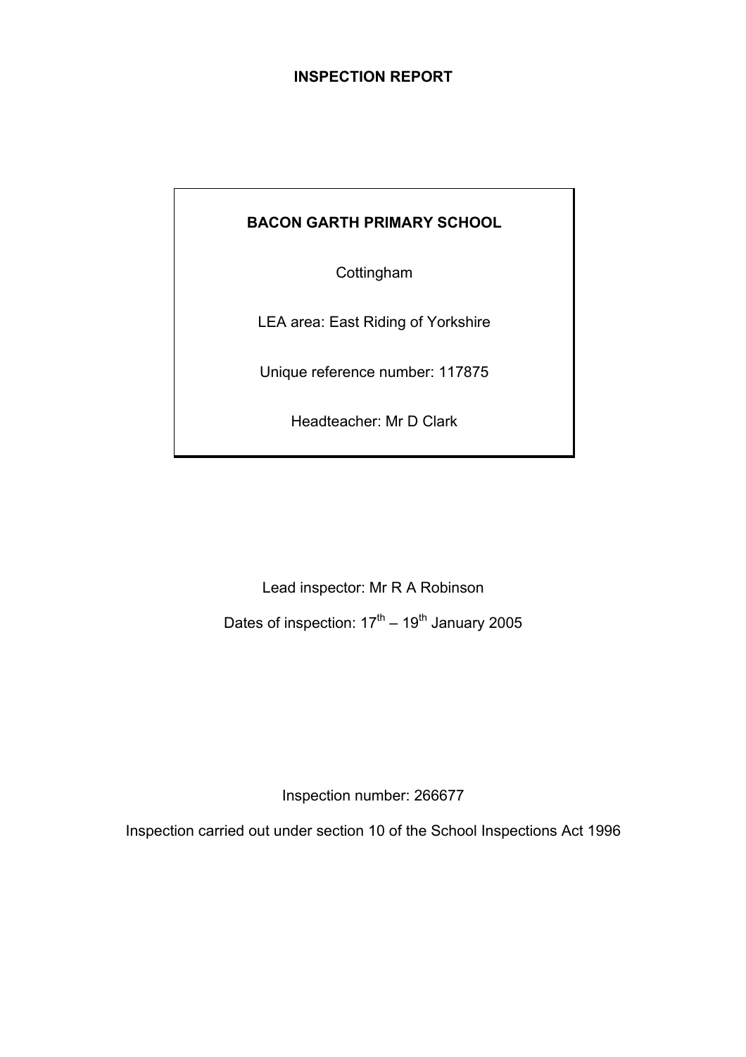# INSPECTION REPORT

**BACON GARTH PRIMARY SCHOOL**

Cottingham

LEA area: East Riding of Yorkshire

Unique reference number: 117875

Headteacher: Mr D Clark

Lead inspector: Mr R A Robinson

Dates of inspection: 17th – 19th January 2005

Inspection number: 266677

Inspection carried out under section 10 of the School Inspections Act 1996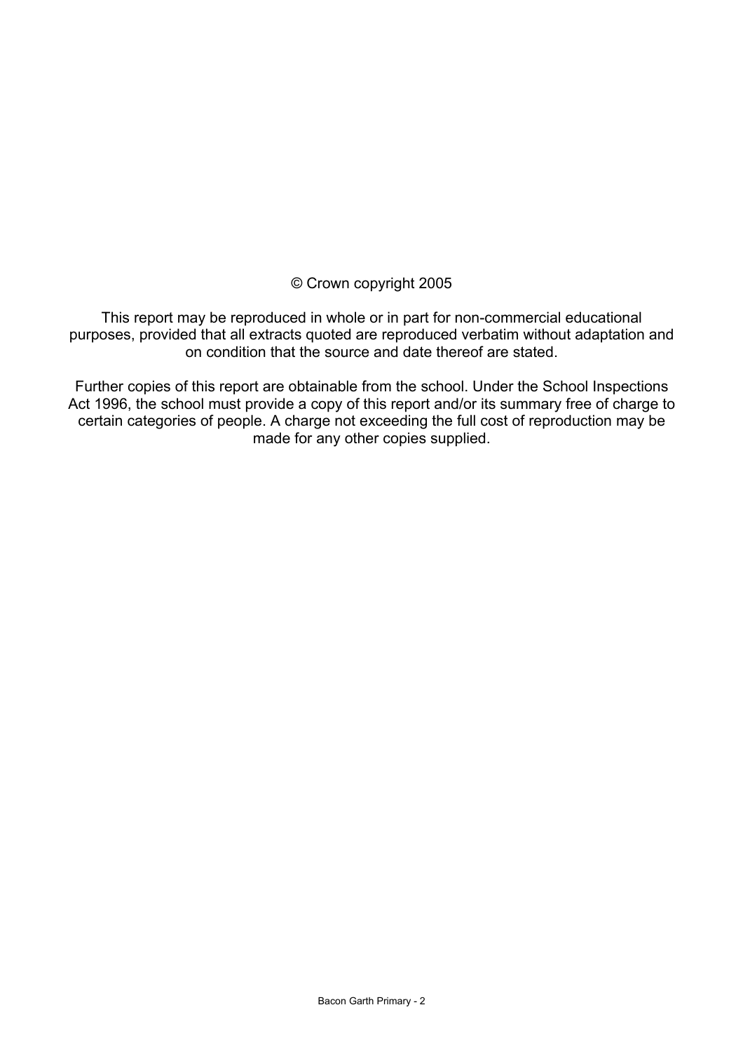© Crown copyright 2005

This report may be reproduced in whole or in part for non-commercial educational purposes, provided that all extracts quoted are reproduced verbatim without adaptation and on condition that the source and date thereof are stated.

Further copies of this report are obtainable from the school. Under the School Inspections Act 1996, the school must provide a copy of this report and/or its summary free of charge to certain categories of people. A charge not exceeding the full cost of reproduction may be made for any other copies supplied.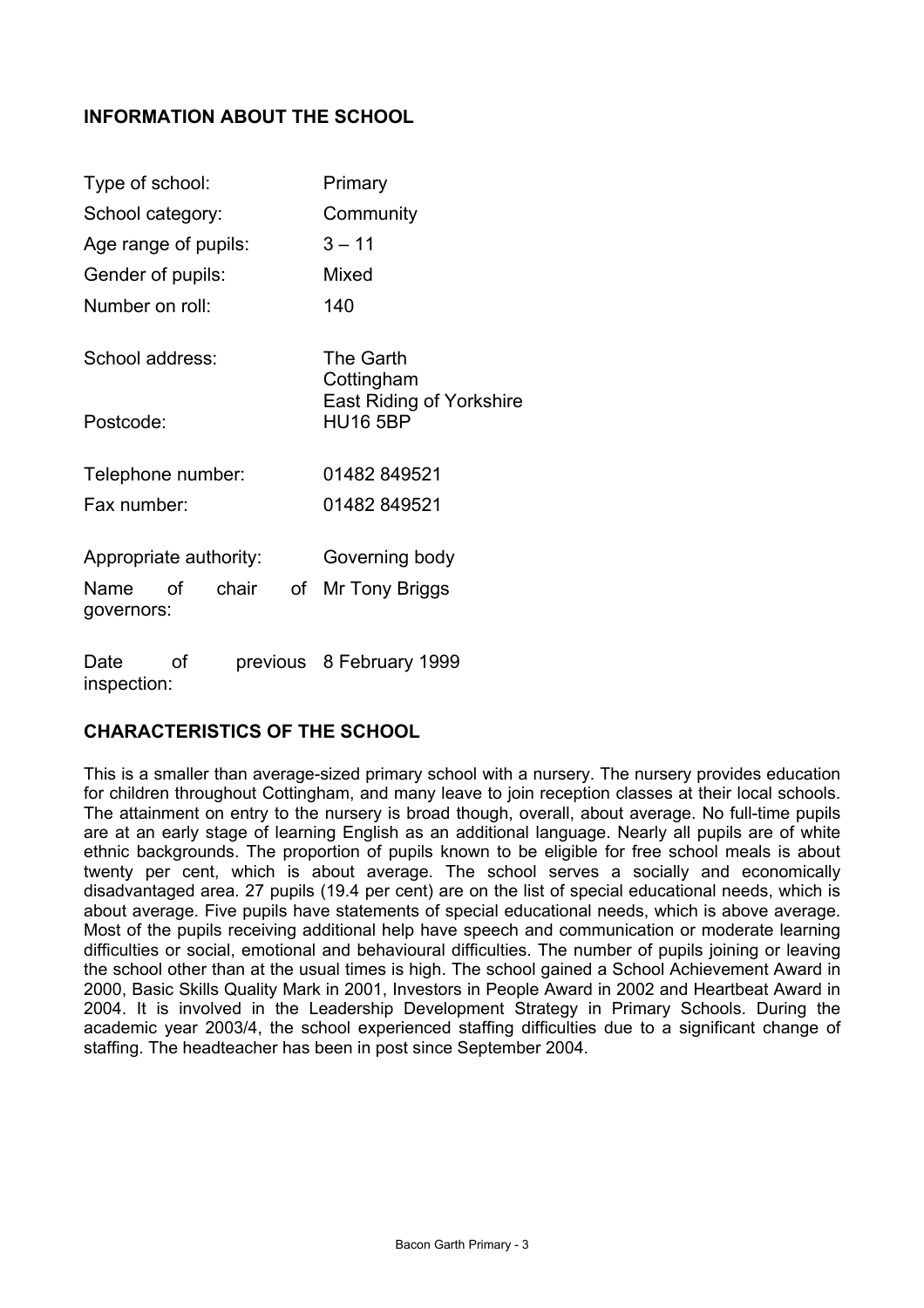## INFORMATION ABOUT THE SCHOOL

| | |
|---|---|
| Type of school: | Primary |
| School category: | Community |
| Age range of pupils: | 3 – 11 |
| Gender of pupils: | Mixed |
| Number on roll: | 140 |
| School address: | The Garth<br>Cottingham<br>East Riding of Yorkshire |
| Postcode: | HU16 5BP |
| Telephone number: | 01482 849521 |
| Fax number: | 01482 849521 |
| Appropriate authority: | Governing body |
| Name of chair of governors: | Mr Tony Briggs |
| Date of previous inspection: | 8 February 1999 |

## CHARACTERISTICS OF THE SCHOOL

This is a smaller than average-sized primary school with a nursery. The nursery provides education for children throughout Cottingham, and many leave to join reception classes at their local schools. The attainment on entry to the nursery is broad though, overall, about average. No full-time pupils are at an early stage of learning English as an additional language. Nearly all pupils are of white ethnic backgrounds. The proportion of pupils known to be eligible for free school meals is about twenty per cent, which is about average. The school serves a socially and economically disadvantaged area. 27 pupils (19.4 per cent) are on the list of special educational needs, which is about average. Five pupils have statements of special educational needs, which is above average. Most of the pupils receiving additional help have speech and communication or moderate learning difficulties or social, emotional and behavioural difficulties. The number of pupils joining or leaving the school other than at the usual times is high. The school gained a School Achievement Award in 2000, Basic Skills Quality Mark in 2001, Investors in People Award in 2002 and Heartbeat Award in 2004. It is involved in the Leadership Development Strategy in Primary Schools. During the academic year 2003/4, the school experienced staffing difficulties due to a significant change of staffing. The headteacher has been in post since September 2004.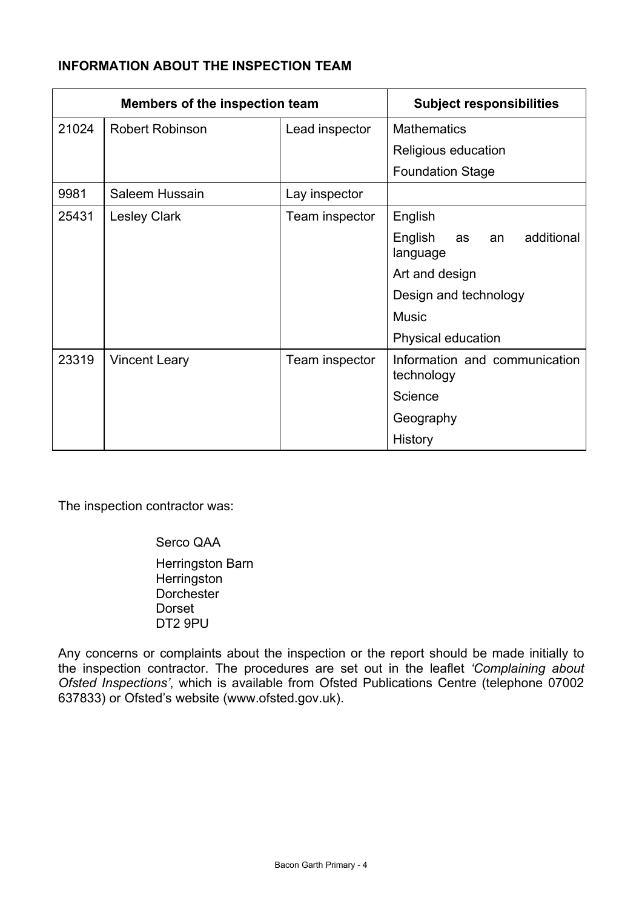**INFORMATION ABOUT THE INSPECTION TEAM**

| Members of the inspection team | | | Subject responsibilities |
|---|---|---|---|
| 21024 | Robert Robinson | Lead inspector | Mathematics |
| | | | Religious education |
| | | | Foundation Stage |
| 9981 | Saleem Hussain | Lay inspector | |
| 25431 | Lesley Clark | Team inspector | English |
| | | | English as an additional language |
| | | | Art and design |
| | | | Design and technology |
| | | | Music |
| | | | Physical education |
| 23319 | Vincent Leary | Team inspector | Information and communication technology |
| | | | Science |
| | | | Geography |
| | | | History |

The inspection contractor was:

Serco QAA

Herringston Barn
Herringston
Dorchester
Dorset
DT2 9PU

Any concerns or complaints about the inspection or the report should be made initially to the inspection contractor. The procedures are set out in the leaflet *'Complaining about Ofsted Inspections'*, which is available from Ofsted Publications Centre (telephone 07002 637833) or Ofsted's website (www.ofsted.gov.uk).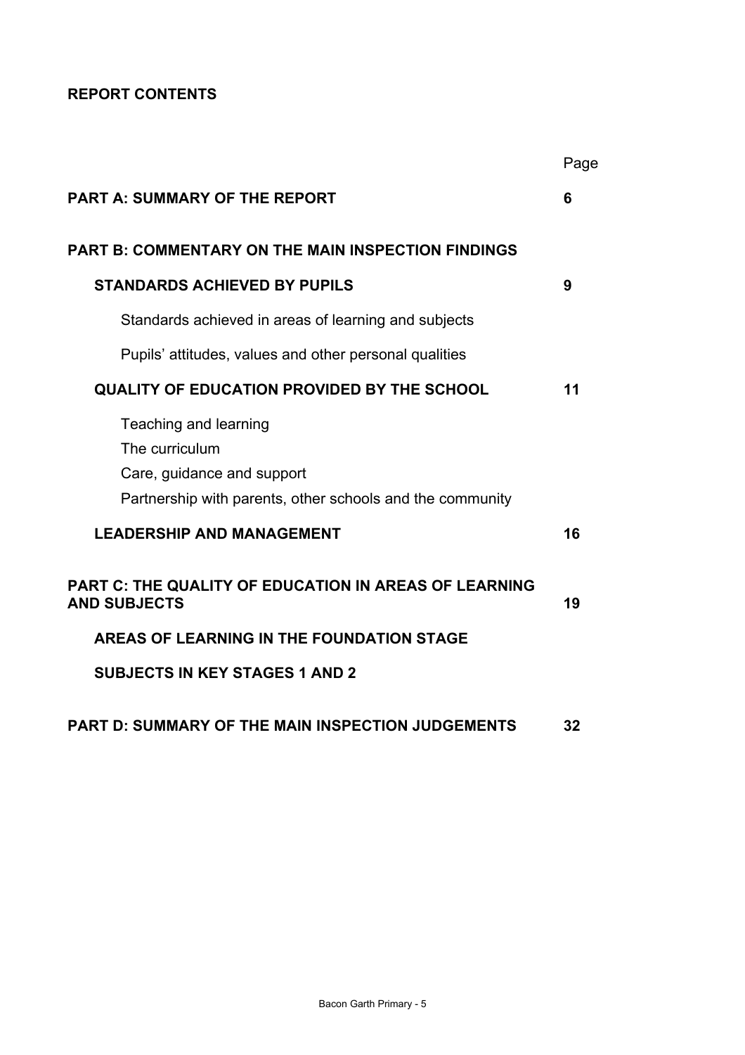**REPORT CONTENTS**

| | Page |
|---|---|
| **PART A: SUMMARY OF THE REPORT** | **6** |
| **PART B: COMMENTARY ON THE MAIN INSPECTION FINDINGS** | |
| **STANDARDS ACHIEVED BY PUPILS** | **9** |
| Standards achieved in areas of learning and subjects | |
| Pupils' attitudes, values and other personal qualities | |
| **QUALITY OF EDUCATION PROVIDED BY THE SCHOOL** | **11** |
| Teaching and learning | |
| The curriculum | |
| Care, guidance and support | |
| Partnership with parents, other schools and the community | |
| **LEADERSHIP AND MANAGEMENT** | **16** |
| **PART C: THE QUALITY OF EDUCATION IN AREAS OF LEARNING AND SUBJECTS** | **19** |
| **AREAS OF LEARNING IN THE FOUNDATION STAGE** | |
| **SUBJECTS IN KEY STAGES 1 AND 2** | |
| **PART D: SUMMARY OF THE MAIN INSPECTION JUDGEMENTS** | **32** |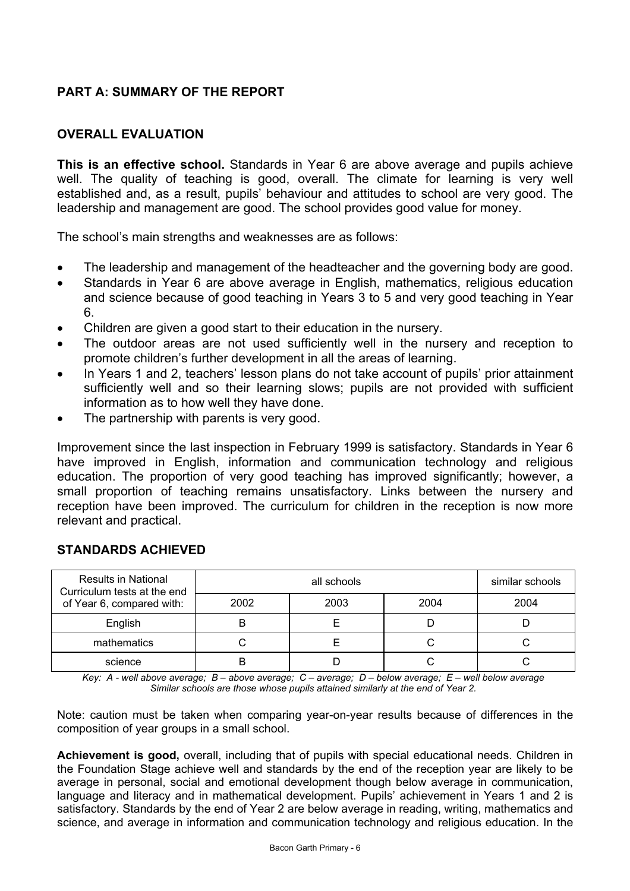## PART A: SUMMARY OF THE REPORT

### OVERALL EVALUATION

**This is an effective school.** Standards in Year 6 are above average and pupils achieve well. The quality of teaching is good, overall. The climate for learning is very well established and, as a result, pupils' behaviour and attitudes to school are very good. The leadership and management are good. The school provides good value for money.

The school's main strengths and weaknesses are as follows:

- The leadership and management of the headteacher and the governing body are good.
- Standards in Year 6 are above average in English, mathematics, religious education and science because of good teaching in Years 3 to 5 and very good teaching in Year 6.
- Children are given a good start to their education in the nursery.
- The outdoor areas are not used sufficiently well in the nursery and reception to promote children's further development in all the areas of learning.
- In Years 1 and 2, teachers' lesson plans do not take account of pupils' prior attainment sufficiently well and so their learning slows; pupils are not provided with sufficient information as to how well they have done.
- The partnership with parents is very good.

Improvement since the last inspection in February 1999 is satisfactory. Standards in Year 6 have improved in English, information and communication technology and religious education. The proportion of very good teaching has improved significantly; however, a small proportion of teaching remains unsatisfactory. Links between the nursery and reception have been improved. The curriculum for children in the reception is now more relevant and practical.

### STANDARDS ACHIEVED

| Results in National Curriculum tests at the end of Year 6, compared with: | all schools | | | similar schools |
|---|---|---|---|---|
| | 2002 | 2003 | 2004 | 2004 |
| English | B | E | D | D |
| mathematics | C | E | C | C |
| science | B | D | C | C |

*Key: A - well above average; B – above average; C – average; D – below average; E – well below average*
*Similar schools are those whose pupils attained similarly at the end of Year 2.*

Note: caution must be taken when comparing year-on-year results because of differences in the composition of year groups in a small school.

**Achievement is good,** overall, including that of pupils with special educational needs. Children in the Foundation Stage achieve well and standards by the end of the reception year are likely to be average in personal, social and emotional development though below average in communication, language and literacy and in mathematical development. Pupils' achievement in Years 1 and 2 is satisfactory. Standards by the end of Year 2 are below average in reading, writing, mathematics and science, and average in information and communication technology and religious education. In the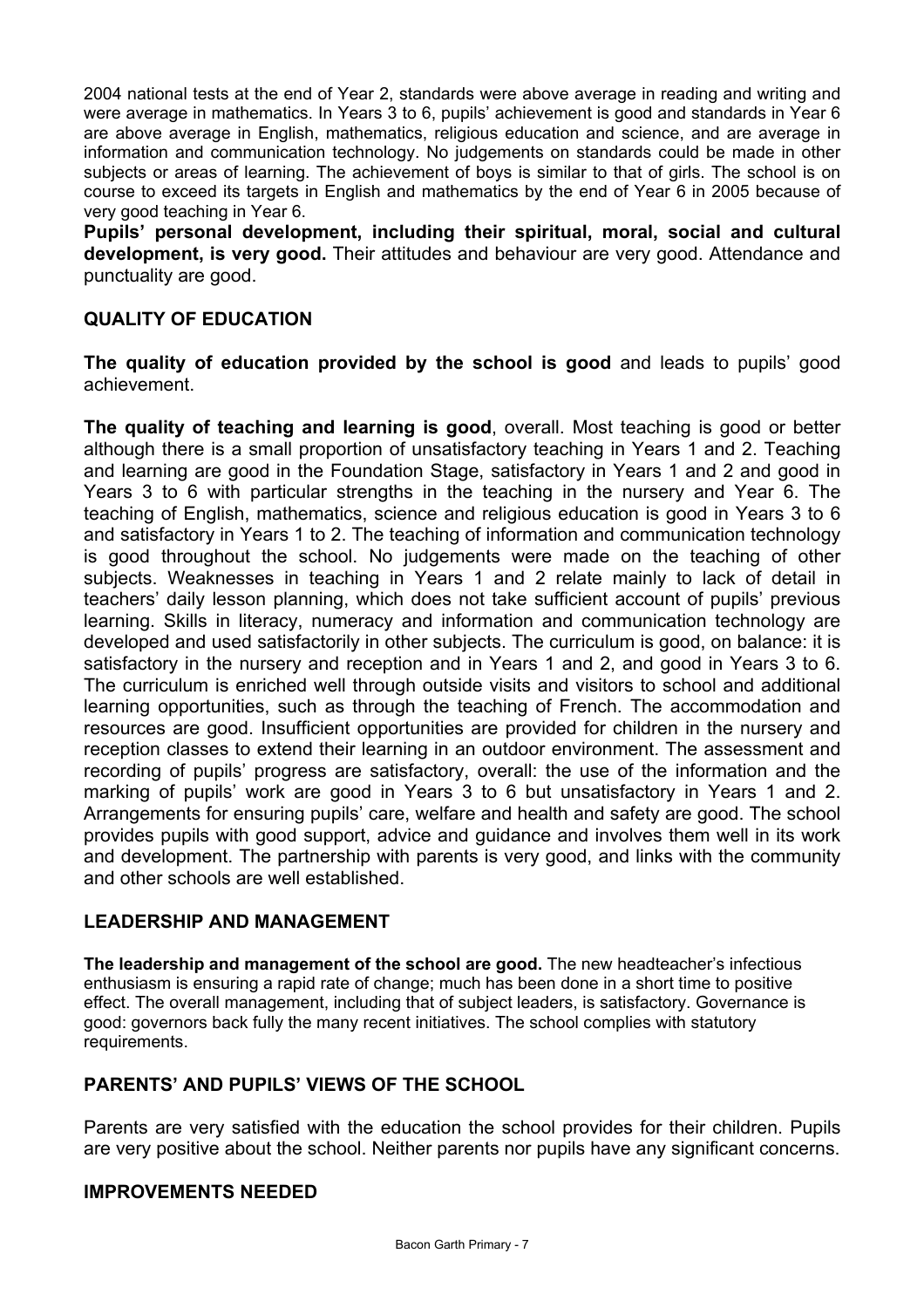2004 national tests at the end of Year 2, standards were above average in reading and writing and were average in mathematics. In Years 3 to 6, pupils' achievement is good and standards in Year 6 are above average in English, mathematics, religious education and science, and are average in information and communication technology. No judgements on standards could be made in other subjects or areas of learning. The achievement of boys is similar to that of girls. The school is on course to exceed its targets in English and mathematics by the end of Year 6 in 2005 because of very good teaching in Year 6.

**Pupils' personal development, including their spiritual, moral, social and cultural development, is very good.** Their attitudes and behaviour are very good. Attendance and punctuality are good.

## QUALITY OF EDUCATION

**The quality of education provided by the school is good** and leads to pupils' good achievement.

**The quality of teaching and learning is good**, overall. Most teaching is good or better although there is a small proportion of unsatisfactory teaching in Years 1 and 2. Teaching and learning are good in the Foundation Stage, satisfactory in Years 1 and 2 and good in Years 3 to 6 with particular strengths in the teaching in the nursery and Year 6. The teaching of English, mathematics, science and religious education is good in Years 3 to 6 and satisfactory in Years 1 to 2. The teaching of information and communication technology is good throughout the school. No judgements were made on the teaching of other subjects. Weaknesses in teaching in Years 1 and 2 relate mainly to lack of detail in teachers' daily lesson planning, which does not take sufficient account of pupils' previous learning. Skills in literacy, numeracy and information and communication technology are developed and used satisfactorily in other subjects. The curriculum is good, on balance: it is satisfactory in the nursery and reception and in Years 1 and 2, and good in Years 3 to 6. The curriculum is enriched well through outside visits and visitors to school and additional learning opportunities, such as through the teaching of French. The accommodation and resources are good. Insufficient opportunities are provided for children in the nursery and reception classes to extend their learning in an outdoor environment. The assessment and recording of pupils' progress are satisfactory, overall: the use of the information and the marking of pupils' work are good in Years 3 to 6 but unsatisfactory in Years 1 and 2. Arrangements for ensuring pupils' care, welfare and health and safety are good. The school provides pupils with good support, advice and guidance and involves them well in its work and development. The partnership with parents is very good, and links with the community and other schools are well established.

## LEADERSHIP AND MANAGEMENT

**The leadership and management of the school are good.** The new headteacher's infectious enthusiasm is ensuring a rapid rate of change; much has been done in a short time to positive effect. The overall management, including that of subject leaders, is satisfactory. Governance is good: governors back fully the many recent initiatives. The school complies with statutory requirements.

## PARENTS' AND PUPILS' VIEWS OF THE SCHOOL

Parents are very satisfied with the education the school provides for their children. Pupils are very positive about the school. Neither parents nor pupils have any significant concerns.

## IMPROVEMENTS NEEDED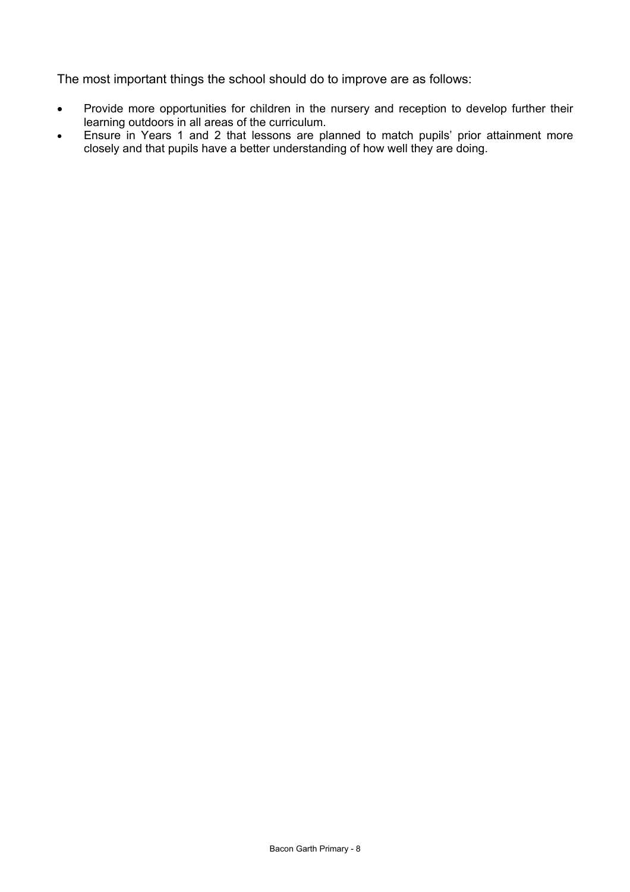The most important things the school should do to improve are as follows:

- Provide more opportunities for children in the nursery and reception to develop further their learning outdoors in all areas of the curriculum.
- Ensure in Years 1 and 2 that lessons are planned to match pupils' prior attainment more closely and that pupils have a better understanding of how well they are doing.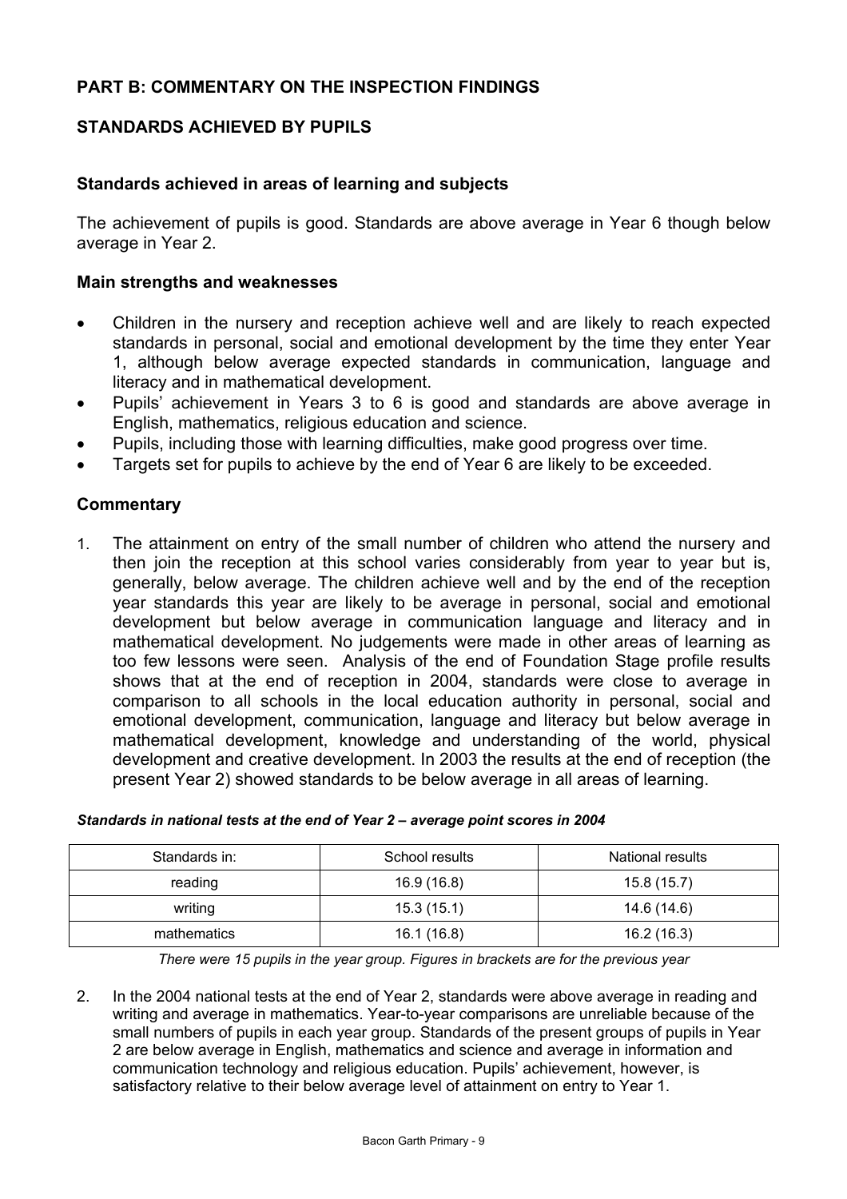# PART B: COMMENTARY ON THE INSPECTION FINDINGS

## STANDARDS ACHIEVED BY PUPILS

### Standards achieved in areas of learning and subjects

The achievement of pupils is good. Standards are above average in Year 6 though below average in Year 2.

#### Main strengths and weaknesses

- Children in the nursery and reception achieve well and are likely to reach expected standards in personal, social and emotional development by the time they enter Year 1, although below average expected standards in communication, language and literacy and in mathematical development.
- Pupils' achievement in Years 3 to 6 is good and standards are above average in English, mathematics, religious education and science.
- Pupils, including those with learning difficulties, make good progress over time.
- Targets set for pupils to achieve by the end of Year 6 are likely to be exceeded.

### Commentary

1. The attainment on entry of the small number of children who attend the nursery and then join the reception at this school varies considerably from year to year but is, generally, below average. The children achieve well and by the end of the reception year standards this year are likely to be average in personal, social and emotional development but below average in communication language and literacy and in mathematical development. No judgements were made in other areas of learning as too few lessons were seen. Analysis of the end of Foundation Stage profile results shows that at the end of reception in 2004, standards were close to average in comparison to all schools in the local education authority in personal, social and emotional development, communication, language and literacy but below average in mathematical development, knowledge and understanding of the world, physical development and creative development. In 2003 the results at the end of reception (the present Year 2) showed standards to be below average in all areas of learning.

***Standards in national tests at the end of Year 2 – average point scores in 2004***

| Standards in: | School results | National results |
|---|---|---|
| reading | 16.9 (16.8) | 15.8 (15.7) |
| writing | 15.3 (15.1) | 14.6 (14.6) |
| mathematics | 16.1 (16.8) | 16.2 (16.3) |

*There were 15 pupils in the year group. Figures in brackets are for the previous year*

2. In the 2004 national tests at the end of Year 2, standards were above average in reading and writing and average in mathematics. Year-to-year comparisons are unreliable because of the small numbers of pupils in each year group. Standards of the present groups of pupils in Year 2 are below average in English, mathematics and science and average in information and communication technology and religious education. Pupils' achievement, however, is satisfactory relative to their below average level of attainment on entry to Year 1.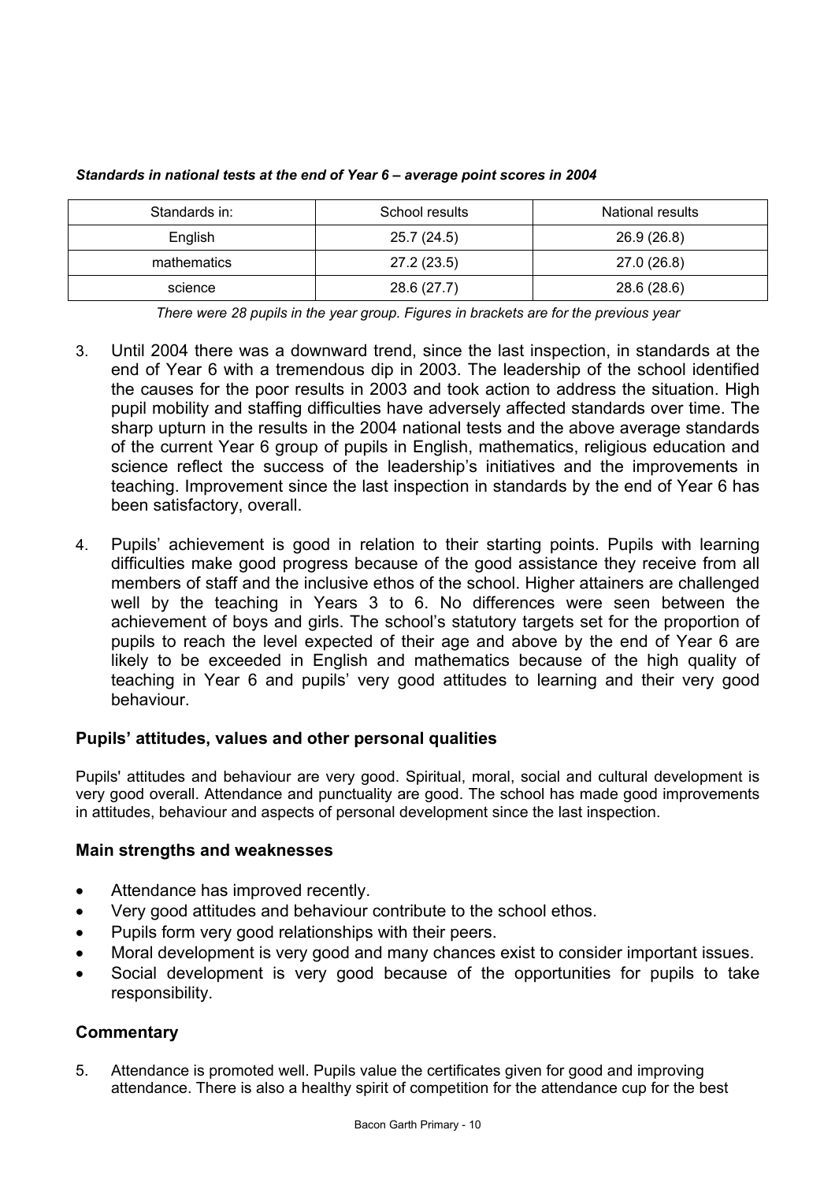***Standards in national tests at the end of Year 6 – average point scores in 2004***

| Standards in: | School results | National results |
|---|---|---|
| English | 25.7 (24.5) | 26.9 (26.8) |
| mathematics | 27.2 (23.5) | 27.0 (26.8) |
| science | 28.6 (27.7) | 28.6 (28.6) |

*There were 28 pupils in the year group. Figures in brackets are for the previous year*

3. Until 2004 there was a downward trend, since the last inspection, in standards at the end of Year 6 with a tremendous dip in 2003. The leadership of the school identified the causes for the poor results in 2003 and took action to address the situation. High pupil mobility and staffing difficulties have adversely affected standards over time. The sharp upturn in the results in the 2004 national tests and the above average standards of the current Year 6 group of pupils in English, mathematics, religious education and science reflect the success of the leadership's initiatives and the improvements in teaching. Improvement since the last inspection in standards by the end of Year 6 has been satisfactory, overall.

4. Pupils' achievement is good in relation to their starting points. Pupils with learning difficulties make good progress because of the good assistance they receive from all members of staff and the inclusive ethos of the school. Higher attainers are challenged well by the teaching in Years 3 to 6. No differences were seen between the achievement of boys and girls. The school's statutory targets set for the proportion of pupils to reach the level expected of their age and above by the end of Year 6 are likely to be exceeded in English and mathematics because of the high quality of teaching in Year 6 and pupils' very good attitudes to learning and their very good behaviour.

### Pupils' attitudes, values and other personal qualities

Pupils' attitudes and behaviour are very good. Spiritual, moral, social and cultural development is very good overall. Attendance and punctuality are good. The school has made good improvements in attitudes, behaviour and aspects of personal development since the last inspection.

### Main strengths and weaknesses

- Attendance has improved recently.
- Very good attitudes and behaviour contribute to the school ethos.
- Pupils form very good relationships with their peers.
- Moral development is very good and many chances exist to consider important issues.
- Social development is very good because of the opportunities for pupils to take responsibility.

### Commentary

5. Attendance is promoted well. Pupils value the certificates given for good and improving attendance. There is also a healthy spirit of competition for the attendance cup for the best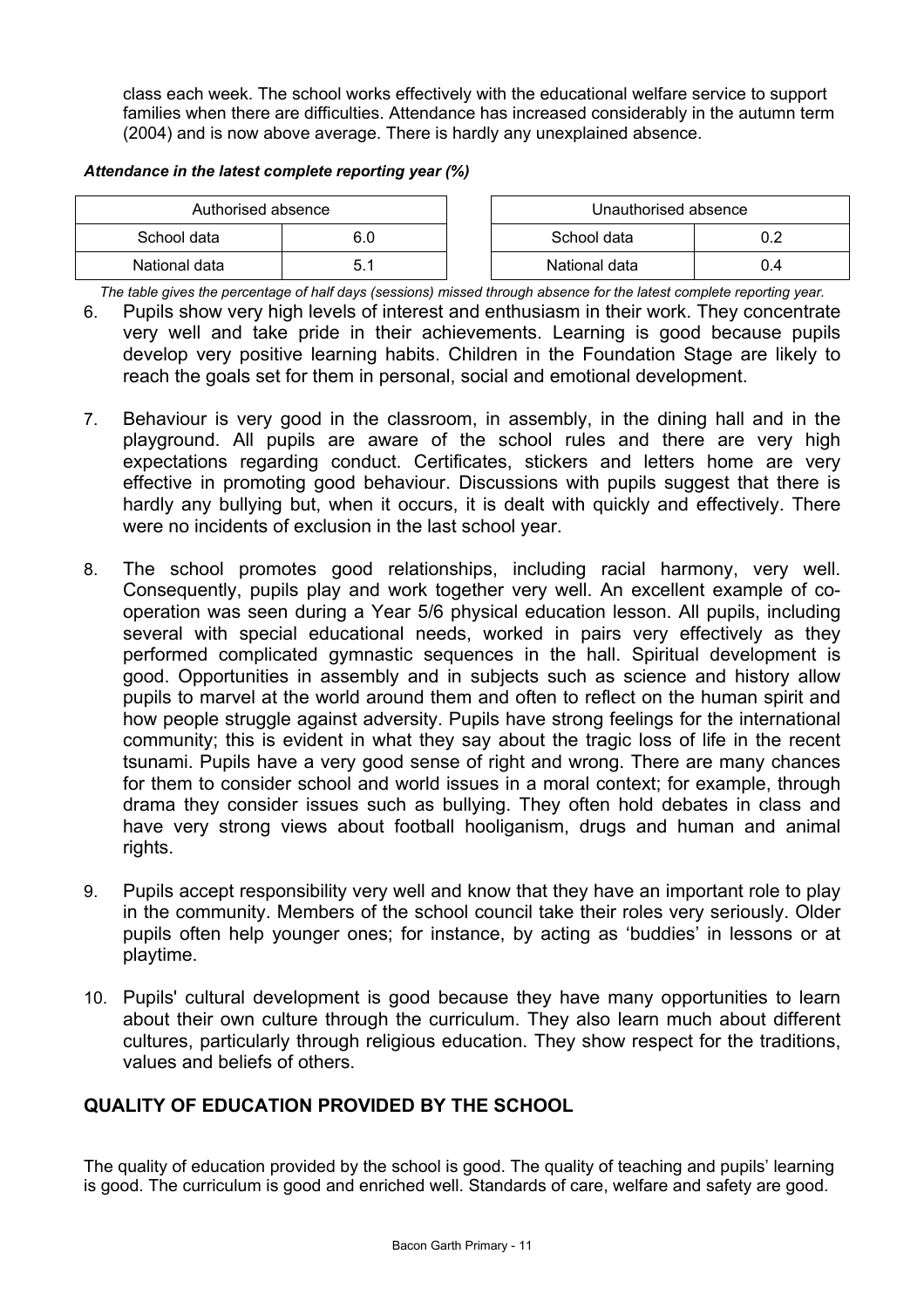class each week. The school works effectively with the educational welfare service to support families when there are difficulties. Attendance has increased considerably in the autumn term (2004) and is now above average. There is hardly any unexplained absence.

***Attendance in the latest complete reporting year (%)***

| Authorised absence | |
|---|---|
| School data | 6.0 |
| National data | 5.1 |

| Unauthorised absence | |
|---|---|
| School data | 0.2 |
| National data | 0.4 |

*The table gives the percentage of half days (sessions) missed through absence for the latest complete reporting year.*

6. Pupils show very high levels of interest and enthusiasm in their work. They concentrate very well and take pride in their achievements. Learning is good because pupils develop very positive learning habits. Children in the Foundation Stage are likely to reach the goals set for them in personal, social and emotional development.

7. Behaviour is very good in the classroom, in assembly, in the dining hall and in the playground. All pupils are aware of the school rules and there are very high expectations regarding conduct. Certificates, stickers and letters home are very effective in promoting good behaviour. Discussions with pupils suggest that there is hardly any bullying but, when it occurs, it is dealt with quickly and effectively. There were no incidents of exclusion in the last school year.

8. The school promotes good relationships, including racial harmony, very well. Consequently, pupils play and work together very well. An excellent example of co-operation was seen during a Year 5/6 physical education lesson. All pupils, including several with special educational needs, worked in pairs very effectively as they performed complicated gymnastic sequences in the hall. Spiritual development is good. Opportunities in assembly and in subjects such as science and history allow pupils to marvel at the world around them and often to reflect on the human spirit and how people struggle against adversity. Pupils have strong feelings for the international community; this is evident in what they say about the tragic loss of life in the recent tsunami. Pupils have a very good sense of right and wrong. There are many chances for them to consider school and world issues in a moral context; for example, through drama they consider issues such as bullying. They often hold debates in class and have very strong views about football hooliganism, drugs and human and animal rights.

9. Pupils accept responsibility very well and know that they have an important role to play in the community. Members of the school council take their roles very seriously. Older pupils often help younger ones; for instance, by acting as 'buddies' in lessons or at playtime.

10. Pupils' cultural development is good because they have many opportunities to learn about their own culture through the curriculum. They also learn much about different cultures, particularly through religious education. They show respect for the traditions, values and beliefs of others.

## QUALITY OF EDUCATION PROVIDED BY THE SCHOOL

The quality of education provided by the school is good. The quality of teaching and pupils' learning is good. The curriculum is good and enriched well. Standards of care, welfare and safety are good.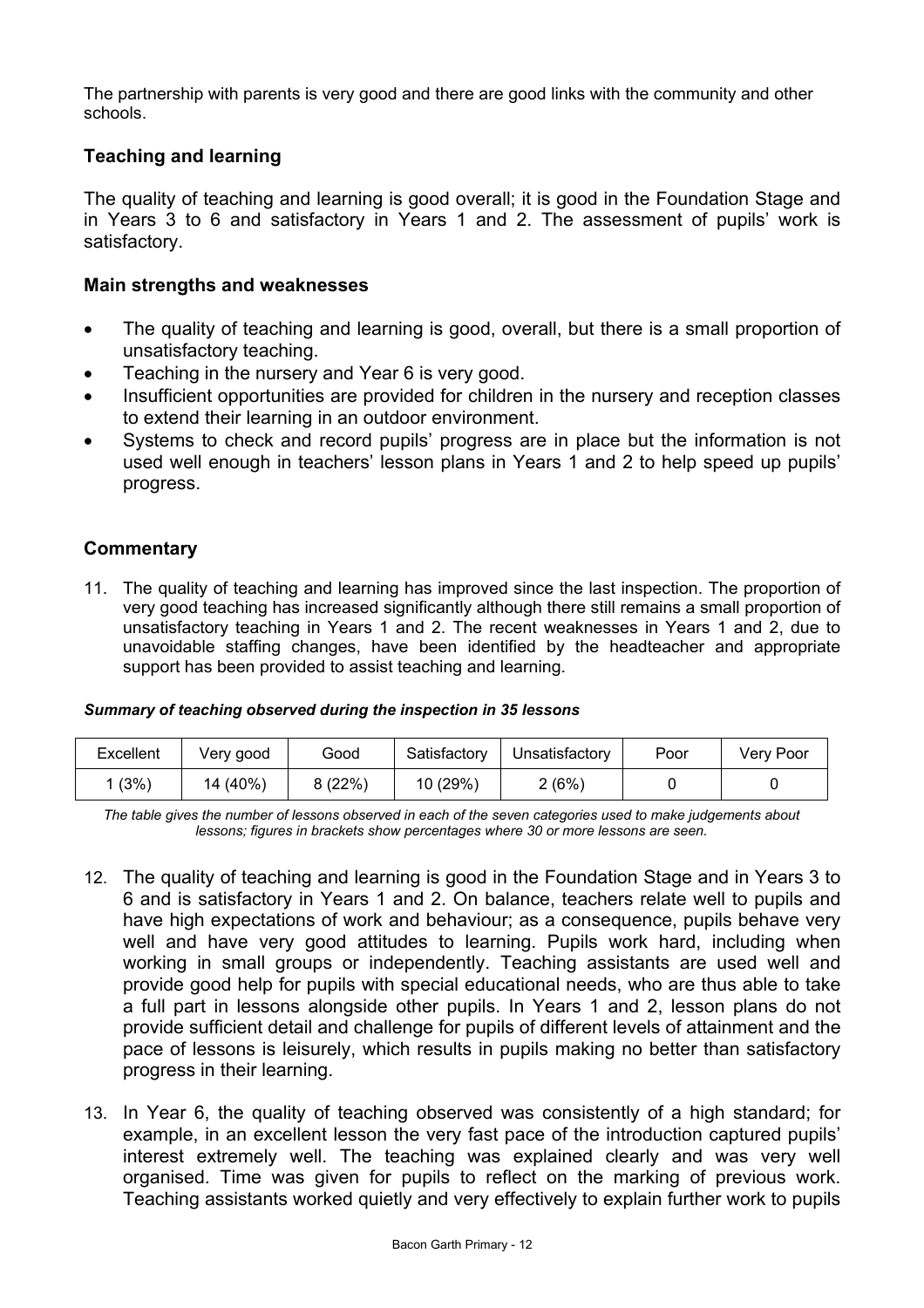The partnership with parents is very good and there are good links with the community and other schools.

### Teaching and learning

The quality of teaching and learning is good overall; it is good in the Foundation Stage and in Years 3 to 6 and satisfactory in Years 1 and 2. The assessment of pupils' work is satisfactory.

#### Main strengths and weaknesses

- The quality of teaching and learning is good, overall, but there is a small proportion of unsatisfactory teaching.
- Teaching in the nursery and Year 6 is very good.
- Insufficient opportunities are provided for children in the nursery and reception classes to extend their learning in an outdoor environment.
- Systems to check and record pupils' progress are in place but the information is not used well enough in teachers' lesson plans in Years 1 and 2 to help speed up pupils' progress.

#### Commentary

11. The quality of teaching and learning has improved since the last inspection. The proportion of very good teaching has increased significantly although there still remains a small proportion of unsatisfactory teaching in Years 1 and 2. The recent weaknesses in Years 1 and 2, due to unavoidable staffing changes, have been identified by the headteacher and appropriate support has been provided to assist teaching and learning.

***Summary of teaching observed during the inspection in 35 lessons***

| Excellent | Very good | Good | Satisfactory | Unsatisfactory | Poor | Very Poor |
|---|---|---|---|---|---|---|
| 1 (3%) | 14 (40%) | 8 (22%) | 10 (29%) | 2 (6%) | 0 | 0 |

*The table gives the number of lessons observed in each of the seven categories used to make judgements about lessons; figures in brackets show percentages where 30 or more lessons are seen.*

12. The quality of teaching and learning is good in the Foundation Stage and in Years 3 to 6 and is satisfactory in Years 1 and 2. On balance, teachers relate well to pupils and have high expectations of work and behaviour; as a consequence, pupils behave very well and have very good attitudes to learning. Pupils work hard, including when working in small groups or independently. Teaching assistants are used well and provide good help for pupils with special educational needs, who are thus able to take a full part in lessons alongside other pupils. In Years 1 and 2, lesson plans do not provide sufficient detail and challenge for pupils of different levels of attainment and the pace of lessons is leisurely, which results in pupils making no better than satisfactory progress in their learning.

13. In Year 6, the quality of teaching observed was consistently of a high standard; for example, in an excellent lesson the very fast pace of the introduction captured pupils' interest extremely well. The teaching was explained clearly and was very well organised. Time was given for pupils to reflect on the marking of previous work. Teaching assistants worked quietly and very effectively to explain further work to pupils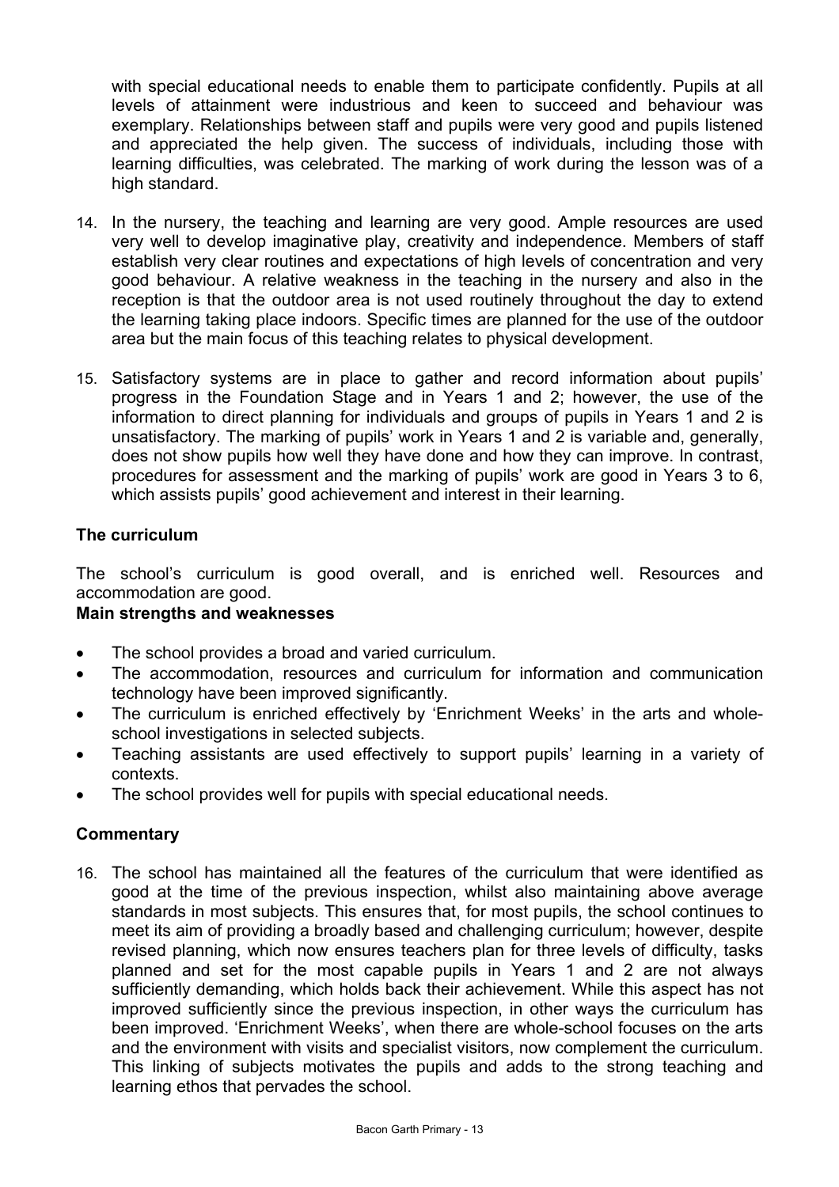with special educational needs to enable them to participate confidently. Pupils at all levels of attainment were industrious and keen to succeed and behaviour was exemplary. Relationships between staff and pupils were very good and pupils listened and appreciated the help given. The success of individuals, including those with learning difficulties, was celebrated. The marking of work during the lesson was of a high standard.

14. In the nursery, the teaching and learning are very good. Ample resources are used very well to develop imaginative play, creativity and independence. Members of staff establish very clear routines and expectations of high levels of concentration and very good behaviour. A relative weakness in the teaching in the nursery and also in the reception is that the outdoor area is not used routinely throughout the day to extend the learning taking place indoors. Specific times are planned for the use of the outdoor area but the main focus of this teaching relates to physical development.

15. Satisfactory systems are in place to gather and record information about pupils' progress in the Foundation Stage and in Years 1 and 2; however, the use of the information to direct planning for individuals and groups of pupils in Years 1 and 2 is unsatisfactory. The marking of pupils' work in Years 1 and 2 is variable and, generally, does not show pupils how well they have done and how they can improve. In contrast, procedures for assessment and the marking of pupils' work are good in Years 3 to 6, which assists pupils' good achievement and interest in their learning.

### The curriculum

The school's curriculum is good overall, and is enriched well. Resources and accommodation are good.

**Main strengths and weaknesses**

- The school provides a broad and varied curriculum.
- The accommodation, resources and curriculum for information and communication technology have been improved significantly.
- The curriculum is enriched effectively by 'Enrichment Weeks' in the arts and whole-school investigations in selected subjects.
- Teaching assistants are used effectively to support pupils' learning in a variety of contexts.
- The school provides well for pupils with special educational needs.

### Commentary

16. The school has maintained all the features of the curriculum that were identified as good at the time of the previous inspection, whilst also maintaining above average standards in most subjects. This ensures that, for most pupils, the school continues to meet its aim of providing a broadly based and challenging curriculum; however, despite revised planning, which now ensures teachers plan for three levels of difficulty, tasks planned and set for the most capable pupils in Years 1 and 2 are not always sufficiently demanding, which holds back their achievement. While this aspect has not improved sufficiently since the previous inspection, in other ways the curriculum has been improved. 'Enrichment Weeks', when there are whole-school focuses on the arts and the environment with visits and specialist visitors, now complement the curriculum. This linking of subjects motivates the pupils and adds to the strong teaching and learning ethos that pervades the school.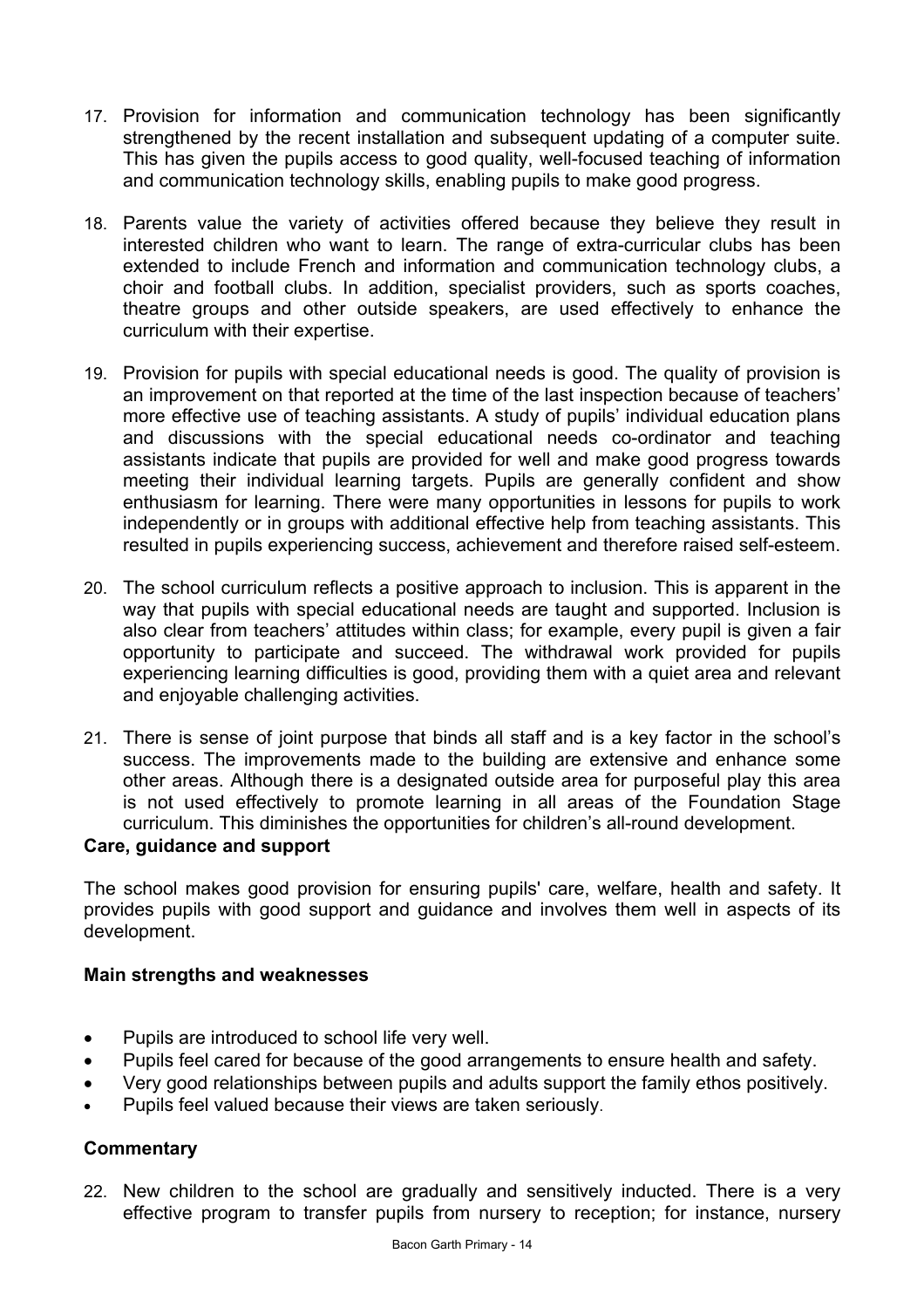17. Provision for information and communication technology has been significantly strengthened by the recent installation and subsequent updating of a computer suite. This has given the pupils access to good quality, well-focused teaching of information and communication technology skills, enabling pupils to make good progress.

18. Parents value the variety of activities offered because they believe they result in interested children who want to learn. The range of extra-curricular clubs has been extended to include French and information and communication technology clubs, a choir and football clubs. In addition, specialist providers, such as sports coaches, theatre groups and other outside speakers, are used effectively to enhance the curriculum with their expertise.

19. Provision for pupils with special educational needs is good. The quality of provision is an improvement on that reported at the time of the last inspection because of teachers' more effective use of teaching assistants. A study of pupils' individual education plans and discussions with the special educational needs co-ordinator and teaching assistants indicate that pupils are provided for well and make good progress towards meeting their individual learning targets. Pupils are generally confident and show enthusiasm for learning. There were many opportunities in lessons for pupils to work independently or in groups with additional effective help from teaching assistants. This resulted in pupils experiencing success, achievement and therefore raised self-esteem.

20. The school curriculum reflects a positive approach to inclusion. This is apparent in the way that pupils with special educational needs are taught and supported. Inclusion is also clear from teachers' attitudes within class; for example, every pupil is given a fair opportunity to participate and succeed. The withdrawal work provided for pupils experiencing learning difficulties is good, providing them with a quiet area and relevant and enjoyable challenging activities.

21. There is sense of joint purpose that binds all staff and is a key factor in the school's success. The improvements made to the building are extensive and enhance some other areas. Although there is a designated outside area for purposeful play this area is not used effectively to promote learning in all areas of the Foundation Stage curriculum. This diminishes the opportunities for children's all-round development.

**Care, guidance and support**

The school makes good provision for ensuring pupils' care, welfare, health and safety. It provides pupils with good support and guidance and involves them well in aspects of its development.

**Main strengths and weaknesses**

- Pupils are introduced to school life very well.
- Pupils feel cared for because of the good arrangements to ensure health and safety.
- Very good relationships between pupils and adults support the family ethos positively.
- Pupils feel valued because their views are taken seriously.

**Commentary**

22. New children to the school are gradually and sensitively inducted. There is a very effective program to transfer pupils from nursery to reception; for instance, nursery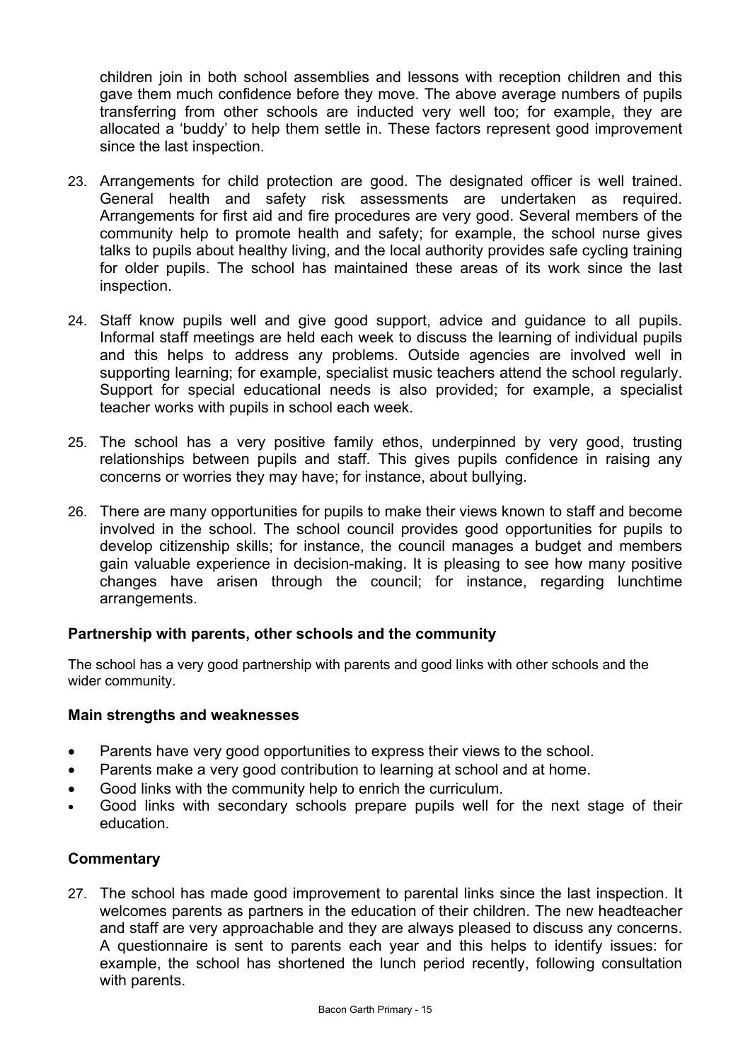children join in both school assemblies and lessons with reception children and this gave them much confidence before they move. The above average numbers of pupils transferring from other schools are inducted very well too; for example, they are allocated a 'buddy' to help them settle in. These factors represent good improvement since the last inspection.

23. Arrangements for child protection are good. The designated officer is well trained. General health and safety risk assessments are undertaken as required. Arrangements for first aid and fire procedures are very good. Several members of the community help to promote health and safety; for example, the school nurse gives talks to pupils about healthy living, and the local authority provides safe cycling training for older pupils. The school has maintained these areas of its work since the last inspection.

24. Staff know pupils well and give good support, advice and guidance to all pupils. Informal staff meetings are held each week to discuss the learning of individual pupils and this helps to address any problems. Outside agencies are involved well in supporting learning; for example, specialist music teachers attend the school regularly. Support for special educational needs is also provided; for example, a specialist teacher works with pupils in school each week.

25. The school has a very positive family ethos, underpinned by very good, trusting relationships between pupils and staff. This gives pupils confidence in raising any concerns or worries they may have; for instance, about bullying.

26. There are many opportunities for pupils to make their views known to staff and become involved in the school. The school council provides good opportunities for pupils to develop citizenship skills; for instance, the council manages a budget and members gain valuable experience in decision-making. It is pleasing to see how many positive changes have arisen through the council; for instance, regarding lunchtime arrangements.

### Partnership with parents, other schools and the community

The school has a very good partnership with parents and good links with other schools and the wider community.

#### Main strengths and weaknesses

- Parents have very good opportunities to express their views to the school.
- Parents make a very good contribution to learning at school and at home.
- Good links with the community help to enrich the curriculum.
- Good links with secondary schools prepare pupils well for the next stage of their education.

#### Commentary

27. The school has made good improvement to parental links since the last inspection. It welcomes parents as partners in the education of their children. The new headteacher and staff are very approachable and they are always pleased to discuss any concerns. A questionnaire is sent to parents each year and this helps to identify issues: for example, the school has shortened the lunch period recently, following consultation with parents.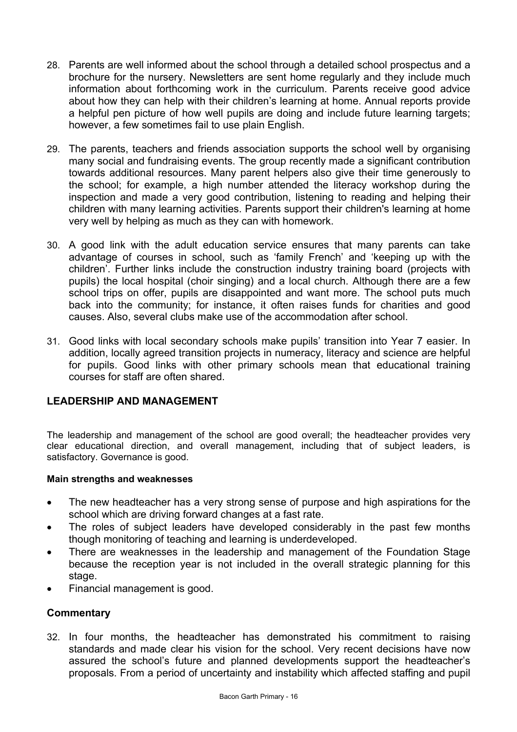28. Parents are well informed about the school through a detailed school prospectus and a brochure for the nursery. Newsletters are sent home regularly and they include much information about forthcoming work in the curriculum. Parents receive good advice about how they can help with their children's learning at home. Annual reports provide a helpful pen picture of how well pupils are doing and include future learning targets; however, a few sometimes fail to use plain English.

29. The parents, teachers and friends association supports the school well by organising many social and fundraising events. The group recently made a significant contribution towards additional resources. Many parent helpers also give their time generously to the school; for example, a high number attended the literacy workshop during the inspection and made a very good contribution, listening to reading and helping their children with many learning activities. Parents support their children's learning at home very well by helping as much as they can with homework.

30. A good link with the adult education service ensures that many parents can take advantage of courses in school, such as 'family French' and 'keeping up with the children'. Further links include the construction industry training board (projects with pupils) the local hospital (choir singing) and a local church. Although there are a few school trips on offer, pupils are disappointed and want more. The school puts much back into the community; for instance, it often raises funds for charities and good causes. Also, several clubs make use of the accommodation after school.

31. Good links with local secondary schools make pupils' transition into Year 7 easier. In addition, locally agreed transition projects in numeracy, literacy and science are helpful for pupils. Good links with other primary schools mean that educational training courses for staff are often shared.

## LEADERSHIP AND MANAGEMENT

The leadership and management of the school are good overall; the headteacher provides very clear educational direction, and overall management, including that of subject leaders, is satisfactory. Governance is good.

**Main strengths and weaknesses**

- The new headteacher has a very strong sense of purpose and high aspirations for the school which are driving forward changes at a fast rate.
- The roles of subject leaders have developed considerably in the past few months though monitoring of teaching and learning is underdeveloped.
- There are weaknesses in the leadership and management of the Foundation Stage because the reception year is not included in the overall strategic planning for this stage.
- Financial management is good.

### Commentary

32. In four months, the headteacher has demonstrated his commitment to raising standards and made clear his vision for the school. Very recent decisions have now assured the school's future and planned developments support the headteacher's proposals. From a period of uncertainty and instability which affected staffing and pupil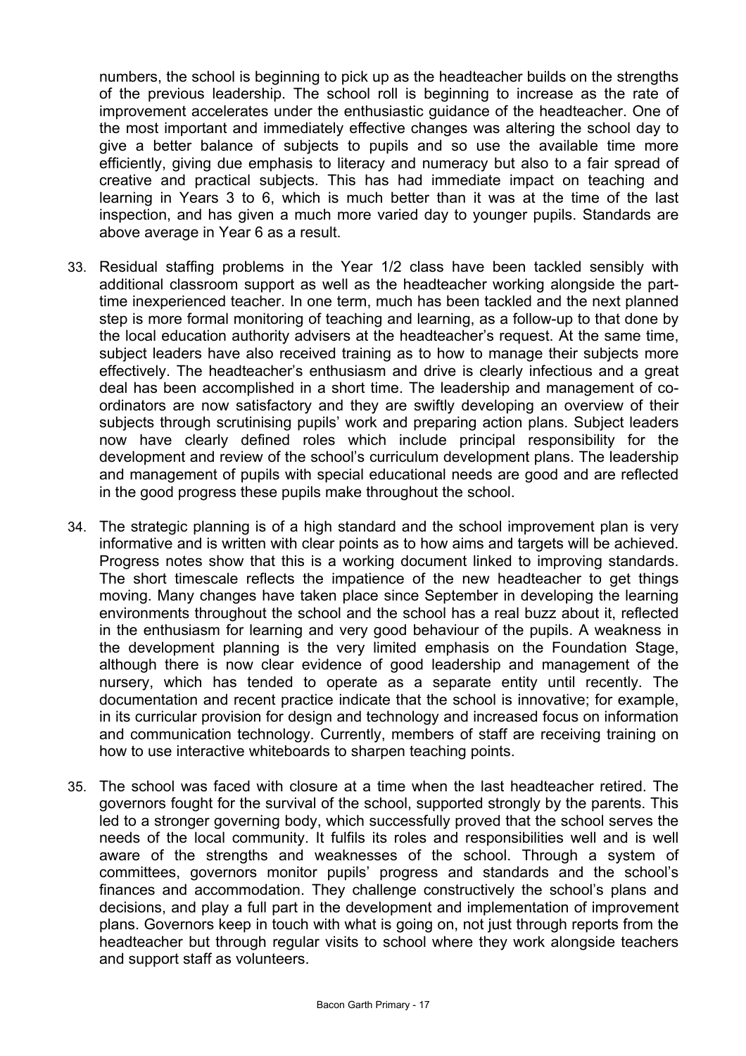numbers, the school is beginning to pick up as the headteacher builds on the strengths of the previous leadership. The school roll is beginning to increase as the rate of improvement accelerates under the enthusiastic guidance of the headteacher. One of the most important and immediately effective changes was altering the school day to give a better balance of subjects to pupils and so use the available time more efficiently, giving due emphasis to literacy and numeracy but also to a fair spread of creative and practical subjects. This has had immediate impact on teaching and learning in Years 3 to 6, which is much better than it was at the time of the last inspection, and has given a much more varied day to younger pupils. Standards are above average in Year 6 as a result.

33. Residual staffing problems in the Year 1/2 class have been tackled sensibly with additional classroom support as well as the headteacher working alongside the part-time inexperienced teacher. In one term, much has been tackled and the next planned step is more formal monitoring of teaching and learning, as a follow-up to that done by the local education authority advisers at the headteacher's request. At the same time, subject leaders have also received training as to how to manage their subjects more effectively. The headteacher's enthusiasm and drive is clearly infectious and a great deal has been accomplished in a short time. The leadership and management of co-ordinators are now satisfactory and they are swiftly developing an overview of their subjects through scrutinising pupils' work and preparing action plans. Subject leaders now have clearly defined roles which include principal responsibility for the development and review of the school's curriculum development plans. The leadership and management of pupils with special educational needs are good and are reflected in the good progress these pupils make throughout the school.

34. The strategic planning is of a high standard and the school improvement plan is very informative and is written with clear points as to how aims and targets will be achieved. Progress notes show that this is a working document linked to improving standards. The short timescale reflects the impatience of the new headteacher to get things moving. Many changes have taken place since September in developing the learning environments throughout the school and the school has a real buzz about it, reflected in the enthusiasm for learning and very good behaviour of the pupils. A weakness in the development planning is the very limited emphasis on the Foundation Stage, although there is now clear evidence of good leadership and management of the nursery, which has tended to operate as a separate entity until recently. The documentation and recent practice indicate that the school is innovative; for example, in its curricular provision for design and technology and increased focus on information and communication technology. Currently, members of staff are receiving training on how to use interactive whiteboards to sharpen teaching points.

35. The school was faced with closure at a time when the last headteacher retired. The governors fought for the survival of the school, supported strongly by the parents. This led to a stronger governing body, which successfully proved that the school serves the needs of the local community. It fulfils its roles and responsibilities well and is well aware of the strengths and weaknesses of the school. Through a system of committees, governors monitor pupils' progress and standards and the school's finances and accommodation. They challenge constructively the school's plans and decisions, and play a full part in the development and implementation of improvement plans. Governors keep in touch with what is going on, not just through reports from the headteacher but through regular visits to school where they work alongside teachers and support staff as volunteers.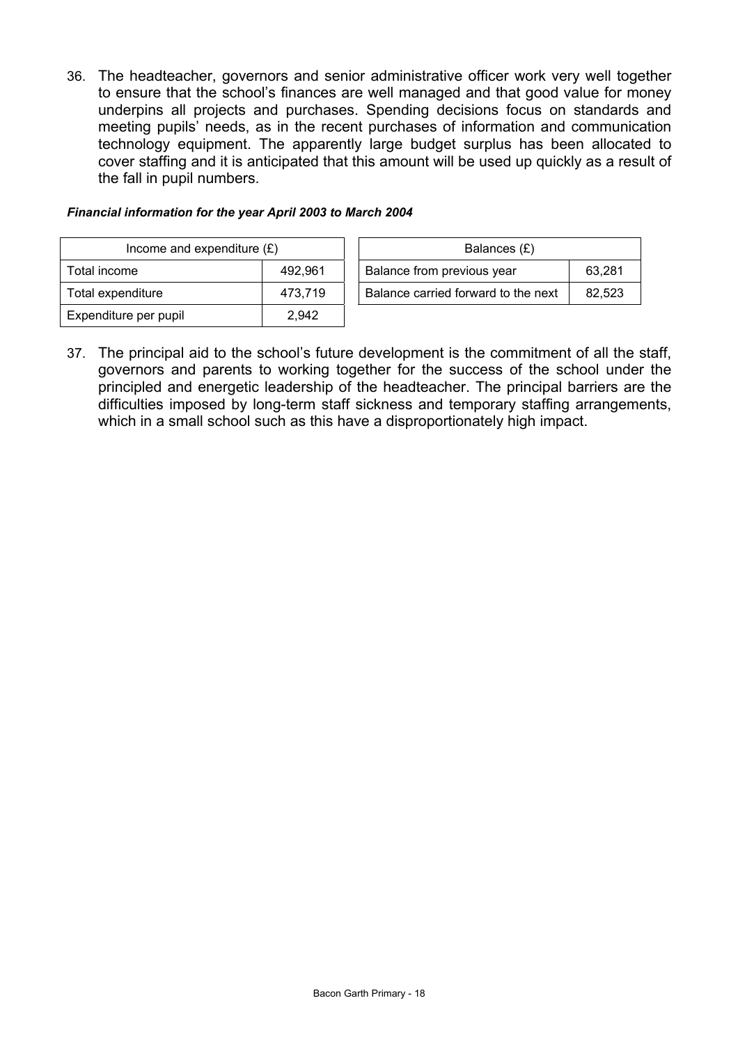36. The headteacher, governors and senior administrative officer work very well together to ensure that the school's finances are well managed and that good value for money underpins all projects and purchases. Spending decisions focus on standards and meeting pupils' needs, as in the recent purchases of information and communication technology equipment. The apparently large budget surplus has been allocated to cover staffing and it is anticipated that this amount will be used up quickly as a result of the fall in pupil numbers.

***Financial information for the year April 2003 to March 2004***

| Income and expenditure (£) | |
|---|---|
| Total income | 492,961 |
| Total expenditure | 473,719 |
| Expenditure per pupil | 2,942 |

| Balances (£) | |
|---|---|
| Balance from previous year | 63,281 |
| Balance carried forward to the next | 82,523 |

37. The principal aid to the school's future development is the commitment of all the staff, governors and parents to working together for the success of the school under the principled and energetic leadership of the headteacher. The principal barriers are the difficulties imposed by long-term staff sickness and temporary staffing arrangements, which in a small school such as this have a disproportionately high impact.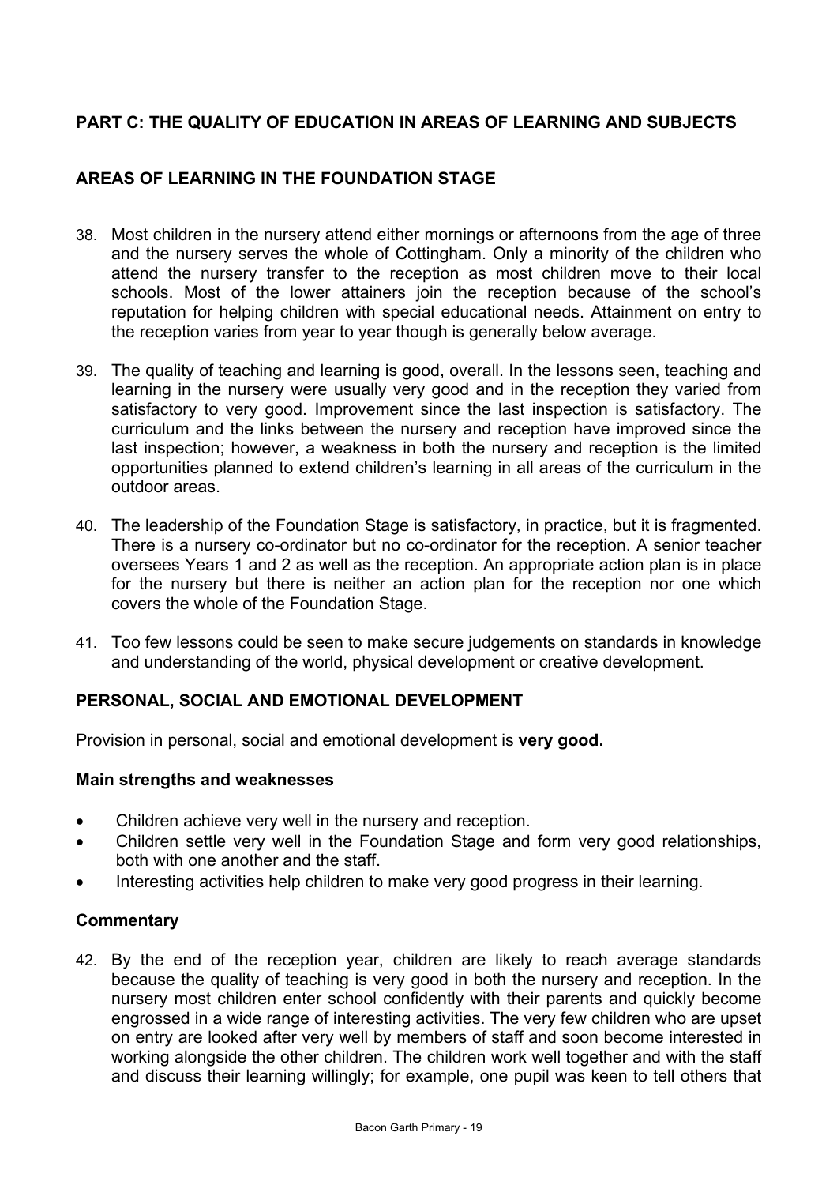## PART C: THE QUALITY OF EDUCATION IN AREAS OF LEARNING AND SUBJECTS

### AREAS OF LEARNING IN THE FOUNDATION STAGE

38. Most children in the nursery attend either mornings or afternoons from the age of three and the nursery serves the whole of Cottingham. Only a minority of the children who attend the nursery transfer to the reception as most children move to their local schools. Most of the lower attainers join the reception because of the school's reputation for helping children with special educational needs. Attainment on entry to the reception varies from year to year though is generally below average.

39. The quality of teaching and learning is good, overall. In the lessons seen, teaching and learning in the nursery were usually very good and in the reception they varied from satisfactory to very good. Improvement since the last inspection is satisfactory. The curriculum and the links between the nursery and reception have improved since the last inspection; however, a weakness in both the nursery and reception is the limited opportunities planned to extend children's learning in all areas of the curriculum in the outdoor areas.

40. The leadership of the Foundation Stage is satisfactory, in practice, but it is fragmented. There is a nursery co-ordinator but no co-ordinator for the reception. A senior teacher oversees Years 1 and 2 as well as the reception. An appropriate action plan is in place for the nursery but there is neither an action plan for the reception nor one which covers the whole of the Foundation Stage.

41. Too few lessons could be seen to make secure judgements on standards in knowledge and understanding of the world, physical development or creative development.

### PERSONAL, SOCIAL AND EMOTIONAL DEVELOPMENT

Provision in personal, social and emotional development is **very good.**

#### Main strengths and weaknesses

- Children achieve very well in the nursery and reception.
- Children settle very well in the Foundation Stage and form very good relationships, both with one another and the staff.
- Interesting activities help children to make very good progress in their learning.

#### Commentary

42. By the end of the reception year, children are likely to reach average standards because the quality of teaching is very good in both the nursery and reception. In the nursery most children enter school confidently with their parents and quickly become engrossed in a wide range of interesting activities. The very few children who are upset on entry are looked after very well by members of staff and soon become interested in working alongside the other children. The children work well together and with the staff and discuss their learning willingly; for example, one pupil was keen to tell others that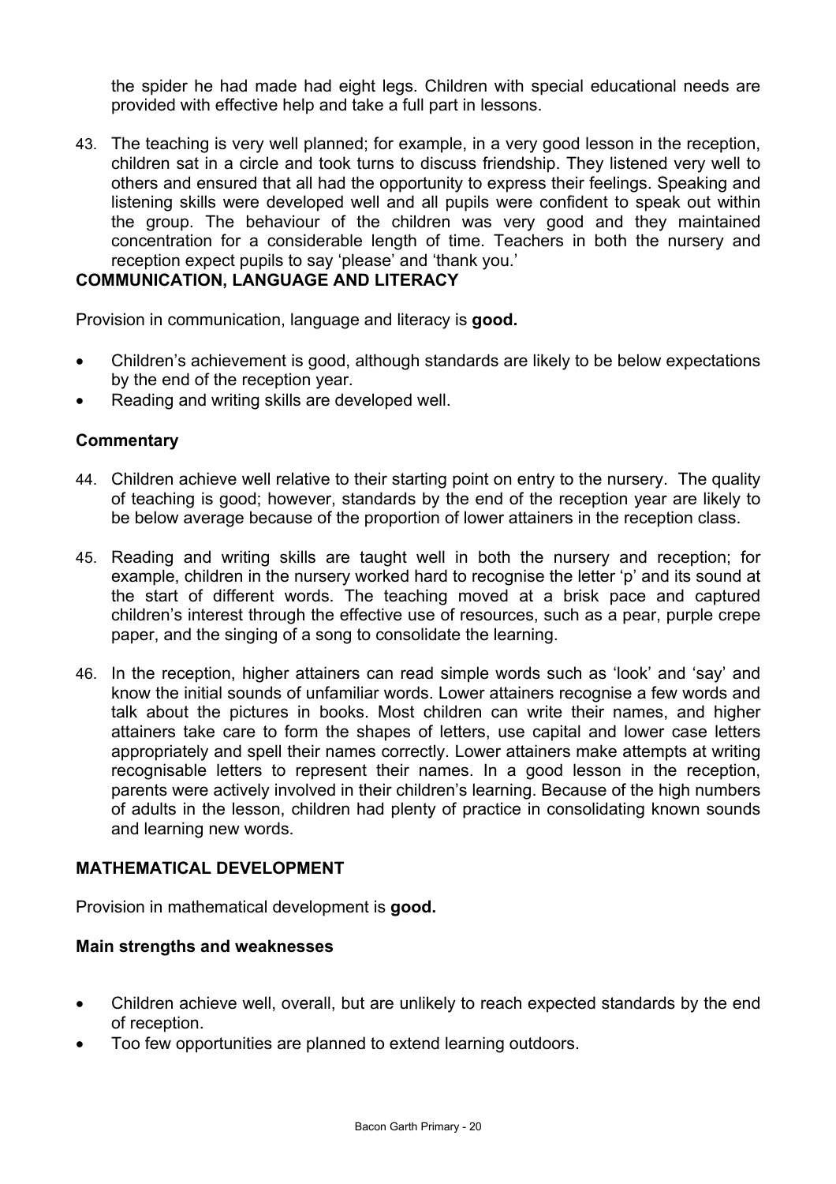the spider he had made had eight legs. Children with special educational needs are provided with effective help and take a full part in lessons.

43. The teaching is very well planned; for example, in a very good lesson in the reception, children sat in a circle and took turns to discuss friendship. They listened very well to others and ensured that all had the opportunity to express their feelings. Speaking and listening skills were developed well and all pupils were confident to speak out within the group. The behaviour of the children was very good and they maintained concentration for a considerable length of time. Teachers in both the nursery and reception expect pupils to say 'please' and 'thank you.'

## COMMUNICATION, LANGUAGE AND LITERACY

Provision in communication, language and literacy is **good.**

- Children's achievement is good, although standards are likely to be below expectations by the end of the reception year.
- Reading and writing skills are developed well.

### Commentary

44. Children achieve well relative to their starting point on entry to the nursery. The quality of teaching is good; however, standards by the end of the reception year are likely to be below average because of the proportion of lower attainers in the reception class.

45. Reading and writing skills are taught well in both the nursery and reception; for example, children in the nursery worked hard to recognise the letter 'p' and its sound at the start of different words. The teaching moved at a brisk pace and captured children's interest through the effective use of resources, such as a pear, purple crepe paper, and the singing of a song to consolidate the learning.

46. In the reception, higher attainers can read simple words such as 'look' and 'say' and know the initial sounds of unfamiliar words. Lower attainers recognise a few words and talk about the pictures in books. Most children can write their names, and higher attainers take care to form the shapes of letters, use capital and lower case letters appropriately and spell their names correctly. Lower attainers make attempts at writing recognisable letters to represent their names. In a good lesson in the reception, parents were actively involved in their children's learning. Because of the high numbers of adults in the lesson, children had plenty of practice in consolidating known sounds and learning new words.

## MATHEMATICAL DEVELOPMENT

Provision in mathematical development is **good.**

### Main strengths and weaknesses

- Children achieve well, overall, but are unlikely to reach expected standards by the end of reception.
- Too few opportunities are planned to extend learning outdoors.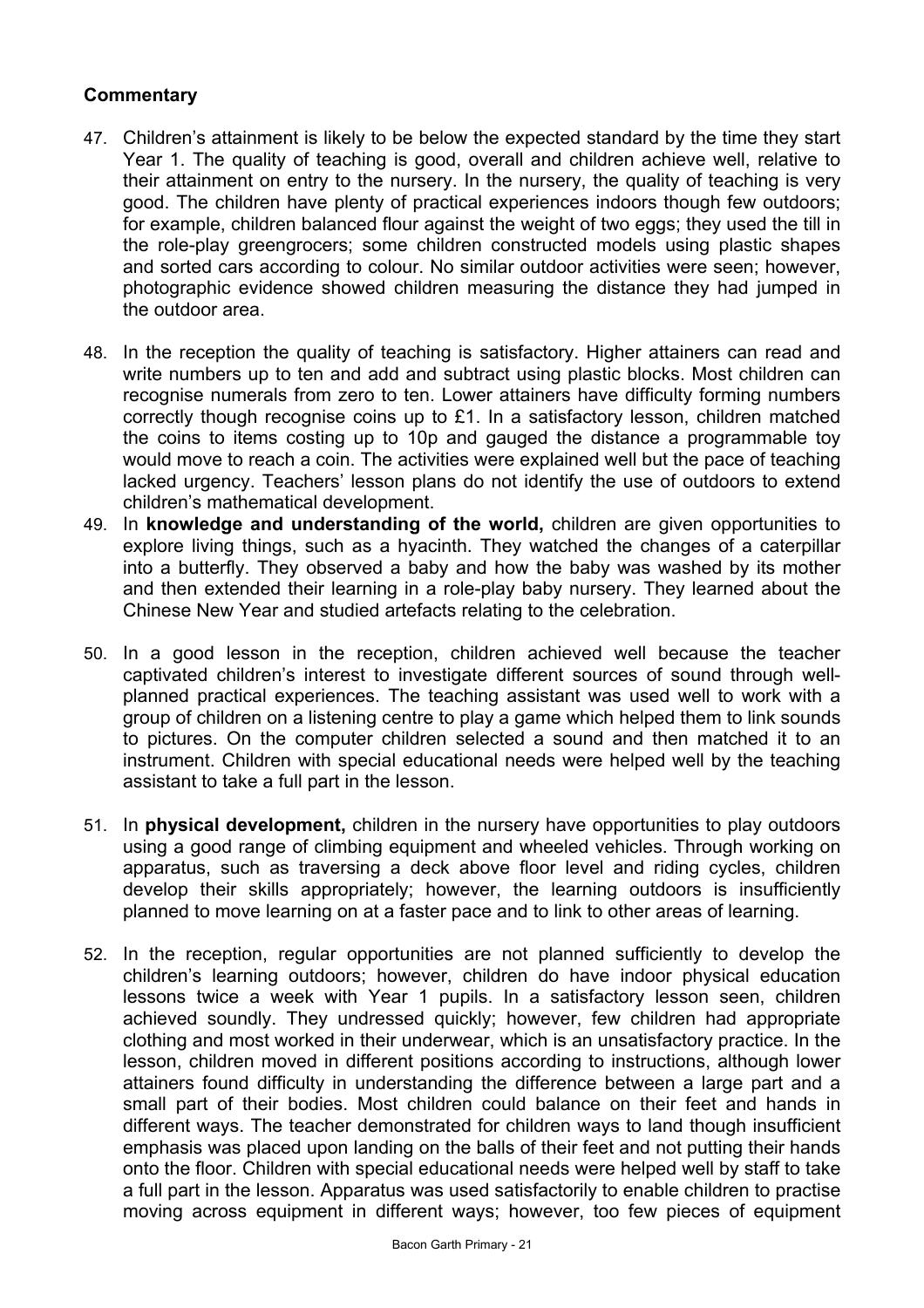**Commentary**

47. Children's attainment is likely to be below the expected standard by the time they start Year 1. The quality of teaching is good, overall and children achieve well, relative to their attainment on entry to the nursery. In the nursery, the quality of teaching is very good. The children have plenty of practical experiences indoors though few outdoors; for example, children balanced flour against the weight of two eggs; they used the till in the role-play greengrocers; some children constructed models using plastic shapes and sorted cars according to colour. No similar outdoor activities were seen; however, photographic evidence showed children measuring the distance they had jumped in the outdoor area.

48. In the reception the quality of teaching is satisfactory. Higher attainers can read and write numbers up to ten and add and subtract using plastic blocks. Most children can recognise numerals from zero to ten. Lower attainers have difficulty forming numbers correctly though recognise coins up to £1. In a satisfactory lesson, children matched the coins to items costing up to 10p and gauged the distance a programmable toy would move to reach a coin. The activities were explained well but the pace of teaching lacked urgency. Teachers' lesson plans do not identify the use of outdoors to extend children's mathematical development.

49. In **knowledge and understanding of the world,** children are given opportunities to explore living things, such as a hyacinth. They watched the changes of a caterpillar into a butterfly. They observed a baby and how the baby was washed by its mother and then extended their learning in a role-play baby nursery. They learned about the Chinese New Year and studied artefacts relating to the celebration.

50. In a good lesson in the reception, children achieved well because the teacher captivated children's interest to investigate different sources of sound through well-planned practical experiences. The teaching assistant was used well to work with a group of children on a listening centre to play a game which helped them to link sounds to pictures. On the computer children selected a sound and then matched it to an instrument. Children with special educational needs were helped well by the teaching assistant to take a full part in the lesson.

51. In **physical development,** children in the nursery have opportunities to play outdoors using a good range of climbing equipment and wheeled vehicles. Through working on apparatus, such as traversing a deck above floor level and riding cycles, children develop their skills appropriately; however, the learning outdoors is insufficiently planned to move learning on at a faster pace and to link to other areas of learning.

52. In the reception, regular opportunities are not planned sufficiently to develop the children's learning outdoors; however, children do have indoor physical education lessons twice a week with Year 1 pupils. In a satisfactory lesson seen, children achieved soundly. They undressed quickly; however, few children had appropriate clothing and most worked in their underwear, which is an unsatisfactory practice. In the lesson, children moved in different positions according to instructions, although lower attainers found difficulty in understanding the difference between a large part and a small part of their bodies. Most children could balance on their feet and hands in different ways. The teacher demonstrated for children ways to land though insufficient emphasis was placed upon landing on the balls of their feet and not putting their hands onto the floor. Children with special educational needs were helped well by staff to take a full part in the lesson. Apparatus was used satisfactorily to enable children to practise moving across equipment in different ways; however, too few pieces of equipment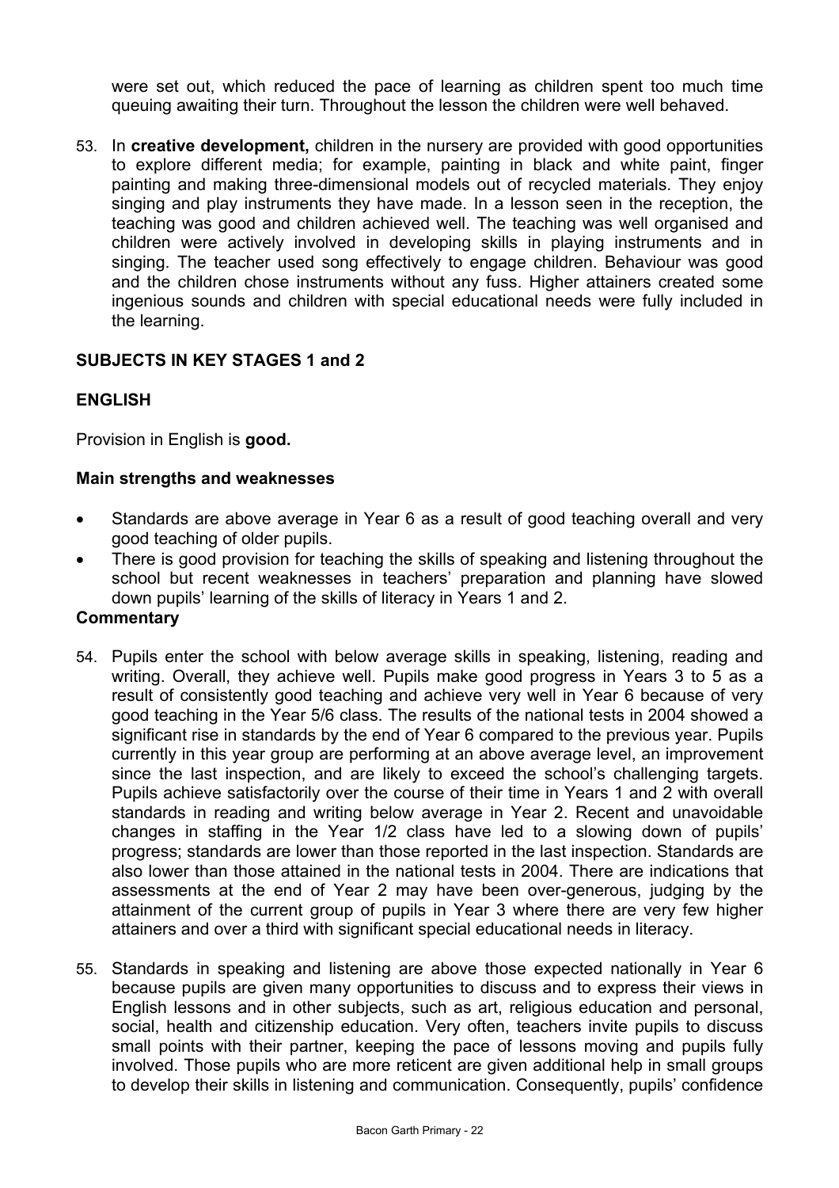were set out, which reduced the pace of learning as children spent too much time queuing awaiting their turn. Throughout the lesson the children were well behaved.

53. In **creative development,** children in the nursery are provided with good opportunities to explore different media; for example, painting in black and white paint, finger painting and making three-dimensional models out of recycled materials. They enjoy singing and play instruments they have made. In a lesson seen in the reception, the teaching was good and children achieved well. The teaching was well organised and children were actively involved in developing skills in playing instruments and in singing. The teacher used song effectively to engage children. Behaviour was good and the children chose instruments without any fuss. Higher attainers created some ingenious sounds and children with special educational needs were fully included in the learning.

## SUBJECTS IN KEY STAGES 1 and 2

## ENGLISH

Provision in English is **good.**

### Main strengths and weaknesses

- Standards are above average in Year 6 as a result of good teaching overall and very good teaching of older pupils.
- There is good provision for teaching the skills of speaking and listening throughout the school but recent weaknesses in teachers' preparation and planning have slowed down pupils' learning of the skills of literacy in Years 1 and 2.

### Commentary

54. Pupils enter the school with below average skills in speaking, listening, reading and writing. Overall, they achieve well. Pupils make good progress in Years 3 to 5 as a result of consistently good teaching and achieve very well in Year 6 because of very good teaching in the Year 5/6 class. The results of the national tests in 2004 showed a significant rise in standards by the end of Year 6 compared to the previous year. Pupils currently in this year group are performing at an above average level, an improvement since the last inspection, and are likely to exceed the school's challenging targets. Pupils achieve satisfactorily over the course of their time in Years 1 and 2 with overall standards in reading and writing below average in Year 2. Recent and unavoidable changes in staffing in the Year 1/2 class have led to a slowing down of pupils' progress; standards are lower than those reported in the last inspection. Standards are also lower than those attained in the national tests in 2004. There are indications that assessments at the end of Year 2 may have been over-generous, judging by the attainment of the current group of pupils in Year 3 where there are very few higher attainers and over a third with significant special educational needs in literacy.

55. Standards in speaking and listening are above those expected nationally in Year 6 because pupils are given many opportunities to discuss and to express their views in English lessons and in other subjects, such as art, religious education and personal, social, health and citizenship education. Very often, teachers invite pupils to discuss small points with their partner, keeping the pace of lessons moving and pupils fully involved. Those pupils who are more reticent are given additional help in small groups to develop their skills in listening and communication. Consequently, pupils' confidence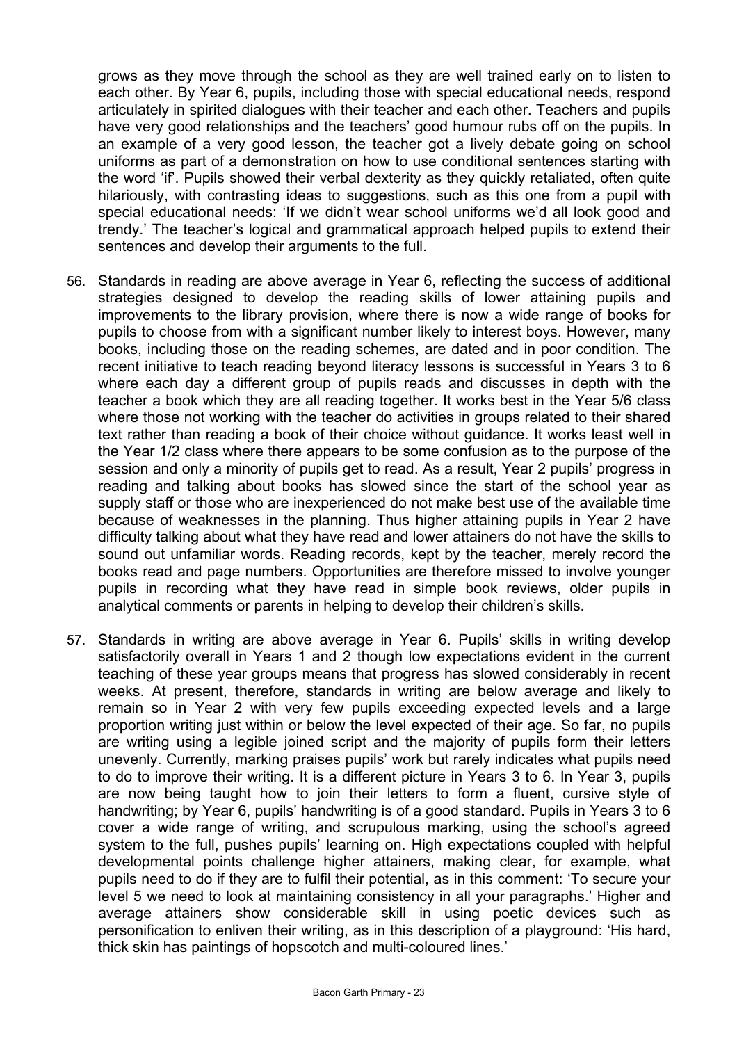grows as they move through the school as they are well trained early on to listen to each other. By Year 6, pupils, including those with special educational needs, respond articulately in spirited dialogues with their teacher and each other. Teachers and pupils have very good relationships and the teachers' good humour rubs off on the pupils. In an example of a very good lesson, the teacher got a lively debate going on school uniforms as part of a demonstration on how to use conditional sentences starting with the word 'if'. Pupils showed their verbal dexterity as they quickly retaliated, often quite hilariously, with contrasting ideas to suggestions, such as this one from a pupil with special educational needs: 'If we didn't wear school uniforms we'd all look good and trendy.' The teacher's logical and grammatical approach helped pupils to extend their sentences and develop their arguments to the full.

56. Standards in reading are above average in Year 6, reflecting the success of additional strategies designed to develop the reading skills of lower attaining pupils and improvements to the library provision, where there is now a wide range of books for pupils to choose from with a significant number likely to interest boys. However, many books, including those on the reading schemes, are dated and in poor condition. The recent initiative to teach reading beyond literacy lessons is successful in Years 3 to 6 where each day a different group of pupils reads and discusses in depth with the teacher a book which they are all reading together. It works best in the Year 5/6 class where those not working with the teacher do activities in groups related to their shared text rather than reading a book of their choice without guidance. It works least well in the Year 1/2 class where there appears to be some confusion as to the purpose of the session and only a minority of pupils get to read. As a result, Year 2 pupils' progress in reading and talking about books has slowed since the start of the school year as supply staff or those who are inexperienced do not make best use of the available time because of weaknesses in the planning. Thus higher attaining pupils in Year 2 have difficulty talking about what they have read and lower attainers do not have the skills to sound out unfamiliar words. Reading records, kept by the teacher, merely record the books read and page numbers. Opportunities are therefore missed to involve younger pupils in recording what they have read in simple book reviews, older pupils in analytical comments or parents in helping to develop their children's skills.

57. Standards in writing are above average in Year 6. Pupils' skills in writing develop satisfactorily overall in Years 1 and 2 though low expectations evident in the current teaching of these year groups means that progress has slowed considerably in recent weeks. At present, therefore, standards in writing are below average and likely to remain so in Year 2 with very few pupils exceeding expected levels and a large proportion writing just within or below the level expected of their age. So far, no pupils are writing using a legible joined script and the majority of pupils form their letters unevenly. Currently, marking praises pupils' work but rarely indicates what pupils need to do to improve their writing. It is a different picture in Years 3 to 6. In Year 3, pupils are now being taught how to join their letters to form a fluent, cursive style of handwriting; by Year 6, pupils' handwriting is of a good standard. Pupils in Years 3 to 6 cover a wide range of writing, and scrupulous marking, using the school's agreed system to the full, pushes pupils' learning on. High expectations coupled with helpful developmental points challenge higher attainers, making clear, for example, what pupils need to do if they are to fulfil their potential, as in this comment: 'To secure your level 5 we need to look at maintaining consistency in all your paragraphs.' Higher and average attainers show considerable skill in using poetic devices such as personification to enliven their writing, as in this description of a playground: 'His hard, thick skin has paintings of hopscotch and multi-coloured lines.'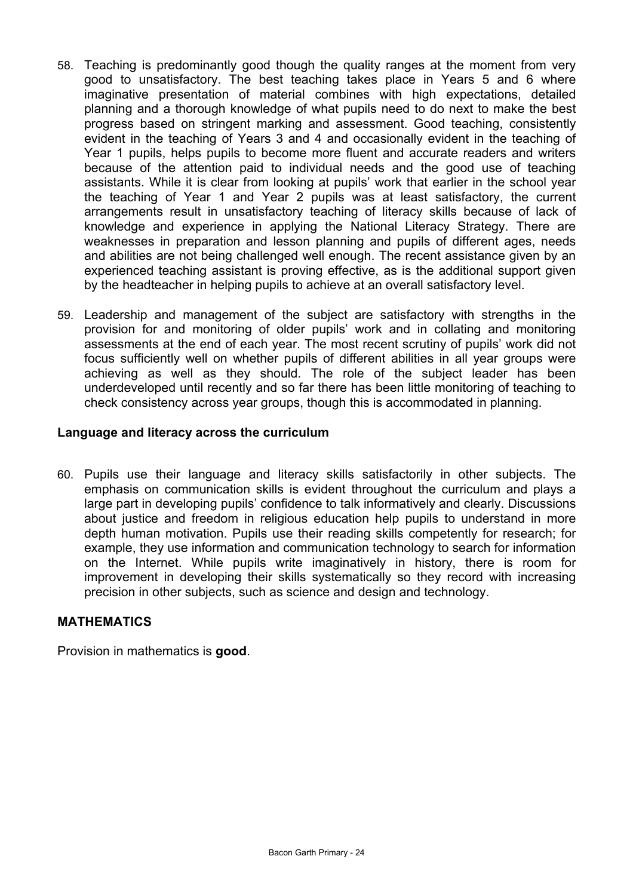58. Teaching is predominantly good though the quality ranges at the moment from very good to unsatisfactory. The best teaching takes place in Years 5 and 6 where imaginative presentation of material combines with high expectations, detailed planning and a thorough knowledge of what pupils need to do next to make the best progress based on stringent marking and assessment. Good teaching, consistently evident in the teaching of Years 3 and 4 and occasionally evident in the teaching of Year 1 pupils, helps pupils to become more fluent and accurate readers and writers because of the attention paid to individual needs and the good use of teaching assistants. While it is clear from looking at pupils' work that earlier in the school year the teaching of Year 1 and Year 2 pupils was at least satisfactory, the current arrangements result in unsatisfactory teaching of literacy skills because of lack of knowledge and experience in applying the National Literacy Strategy. There are weaknesses in preparation and lesson planning and pupils of different ages, needs and abilities are not being challenged well enough. The recent assistance given by an experienced teaching assistant is proving effective, as is the additional support given by the headteacher in helping pupils to achieve at an overall satisfactory level.

59. Leadership and management of the subject are satisfactory with strengths in the provision for and monitoring of older pupils' work and in collating and monitoring assessments at the end of each year. The most recent scrutiny of pupils' work did not focus sufficiently well on whether pupils of different abilities in all year groups were achieving as well as they should. The role of the subject leader has been underdeveloped until recently and so far there has been little monitoring of teaching to check consistency across year groups, though this is accommodated in planning.

### Language and literacy across the curriculum

60. Pupils use their language and literacy skills satisfactorily in other subjects. The emphasis on communication skills is evident throughout the curriculum and plays a large part in developing pupils' confidence to talk informatively and clearly. Discussions about justice and freedom in religious education help pupils to understand in more depth human motivation. Pupils use their reading skills competently for research; for example, they use information and communication technology to search for information on the Internet. While pupils write imaginatively in history, there is room for improvement in developing their skills systematically so they record with increasing precision in other subjects, such as science and design and technology.

## MATHEMATICS

Provision in mathematics is **good**.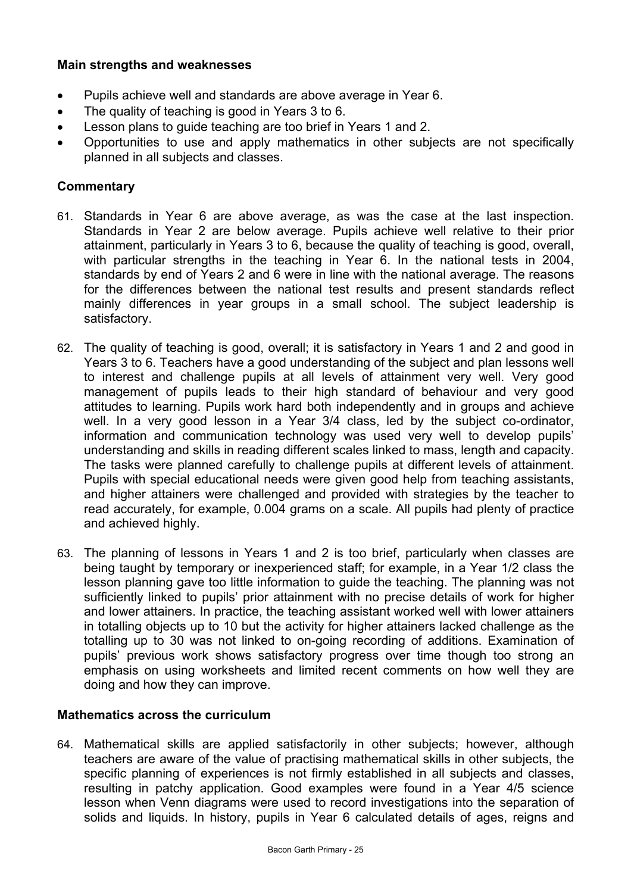### Main strengths and weaknesses

- Pupils achieve well and standards are above average in Year 6.
- The quality of teaching is good in Years 3 to 6.
- Lesson plans to guide teaching are too brief in Years 1 and 2.
- Opportunities to use and apply mathematics in other subjects are not specifically planned in all subjects and classes.

### Commentary

61. Standards in Year 6 are above average, as was the case at the last inspection. Standards in Year 2 are below average. Pupils achieve well relative to their prior attainment, particularly in Years 3 to 6, because the quality of teaching is good, overall, with particular strengths in the teaching in Year 6. In the national tests in 2004, standards by end of Years 2 and 6 were in line with the national average. The reasons for the differences between the national test results and present standards reflect mainly differences in year groups in a small school. The subject leadership is satisfactory.

62. The quality of teaching is good, overall; it is satisfactory in Years 1 and 2 and good in Years 3 to 6. Teachers have a good understanding of the subject and plan lessons well to interest and challenge pupils at all levels of attainment very well. Very good management of pupils leads to their high standard of behaviour and very good attitudes to learning. Pupils work hard both independently and in groups and achieve well. In a very good lesson in a Year 3/4 class, led by the subject co-ordinator, information and communication technology was used very well to develop pupils' understanding and skills in reading different scales linked to mass, length and capacity. The tasks were planned carefully to challenge pupils at different levels of attainment. Pupils with special educational needs were given good help from teaching assistants, and higher attainers were challenged and provided with strategies by the teacher to read accurately, for example, 0.004 grams on a scale. All pupils had plenty of practice and achieved highly.

63. The planning of lessons in Years 1 and 2 is too brief, particularly when classes are being taught by temporary or inexperienced staff; for example, in a Year 1/2 class the lesson planning gave too little information to guide the teaching. The planning was not sufficiently linked to pupils' prior attainment with no precise details of work for higher and lower attainers. In practice, the teaching assistant worked well with lower attainers in totalling objects up to 10 but the activity for higher attainers lacked challenge as the totalling up to 30 was not linked to on-going recording of additions. Examination of pupils' previous work shows satisfactory progress over time though too strong an emphasis on using worksheets and limited recent comments on how well they are doing and how they can improve.

### Mathematics across the curriculum

64. Mathematical skills are applied satisfactorily in other subjects; however, although teachers are aware of the value of practising mathematical skills in other subjects, the specific planning of experiences is not firmly established in all subjects and classes, resulting in patchy application. Good examples were found in a Year 4/5 science lesson when Venn diagrams were used to record investigations into the separation of solids and liquids. In history, pupils in Year 6 calculated details of ages, reigns and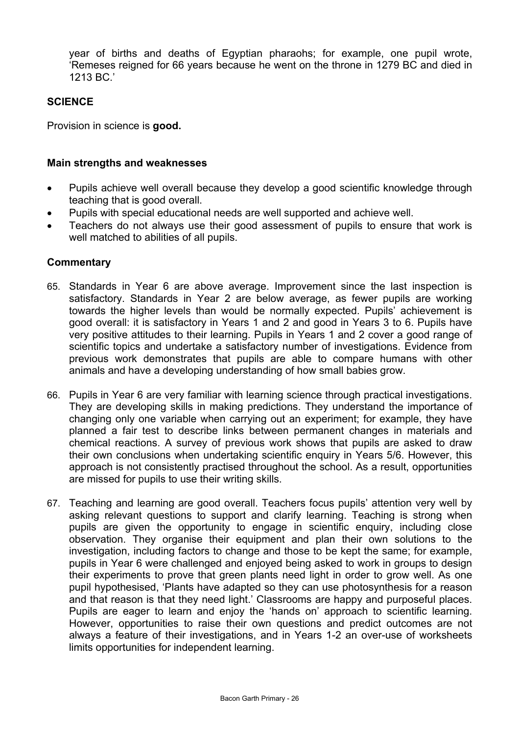year of births and deaths of Egyptian pharaohs; for example, one pupil wrote, 'Remeses reigned for 66 years because he went on the throne in 1279 BC and died in 1213 BC.'

## SCIENCE

Provision in science is **good.**

### Main strengths and weaknesses

- Pupils achieve well overall because they develop a good scientific knowledge through teaching that is good overall.
- Pupils with special educational needs are well supported and achieve well.
- Teachers do not always use their good assessment of pupils to ensure that work is well matched to abilities of all pupils.

### Commentary

65. Standards in Year 6 are above average. Improvement since the last inspection is satisfactory. Standards in Year 2 are below average, as fewer pupils are working towards the higher levels than would be normally expected. Pupils' achievement is good overall: it is satisfactory in Years 1 and 2 and good in Years 3 to 6. Pupils have very positive attitudes to their learning. Pupils in Years 1 and 2 cover a good range of scientific topics and undertake a satisfactory number of investigations. Evidence from previous work demonstrates that pupils are able to compare humans with other animals and have a developing understanding of how small babies grow.

66. Pupils in Year 6 are very familiar with learning science through practical investigations. They are developing skills in making predictions. They understand the importance of changing only one variable when carrying out an experiment; for example, they have planned a fair test to describe links between permanent changes in materials and chemical reactions. A survey of previous work shows that pupils are asked to draw their own conclusions when undertaking scientific enquiry in Years 5/6. However, this approach is not consistently practised throughout the school. As a result, opportunities are missed for pupils to use their writing skills.

67. Teaching and learning are good overall. Teachers focus pupils' attention very well by asking relevant questions to support and clarify learning. Teaching is strong when pupils are given the opportunity to engage in scientific enquiry, including close observation. They organise their equipment and plan their own solutions to the investigation, including factors to change and those to be kept the same; for example, pupils in Year 6 were challenged and enjoyed being asked to work in groups to design their experiments to prove that green plants need light in order to grow well. As one pupil hypothesised, 'Plants have adapted so they can use photosynthesis for a reason and that reason is that they need light.' Classrooms are happy and purposeful places. Pupils are eager to learn and enjoy the 'hands on' approach to scientific learning. However, opportunities to raise their own questions and predict outcomes are not always a feature of their investigations, and in Years 1-2 an over-use of worksheets limits opportunities for independent learning.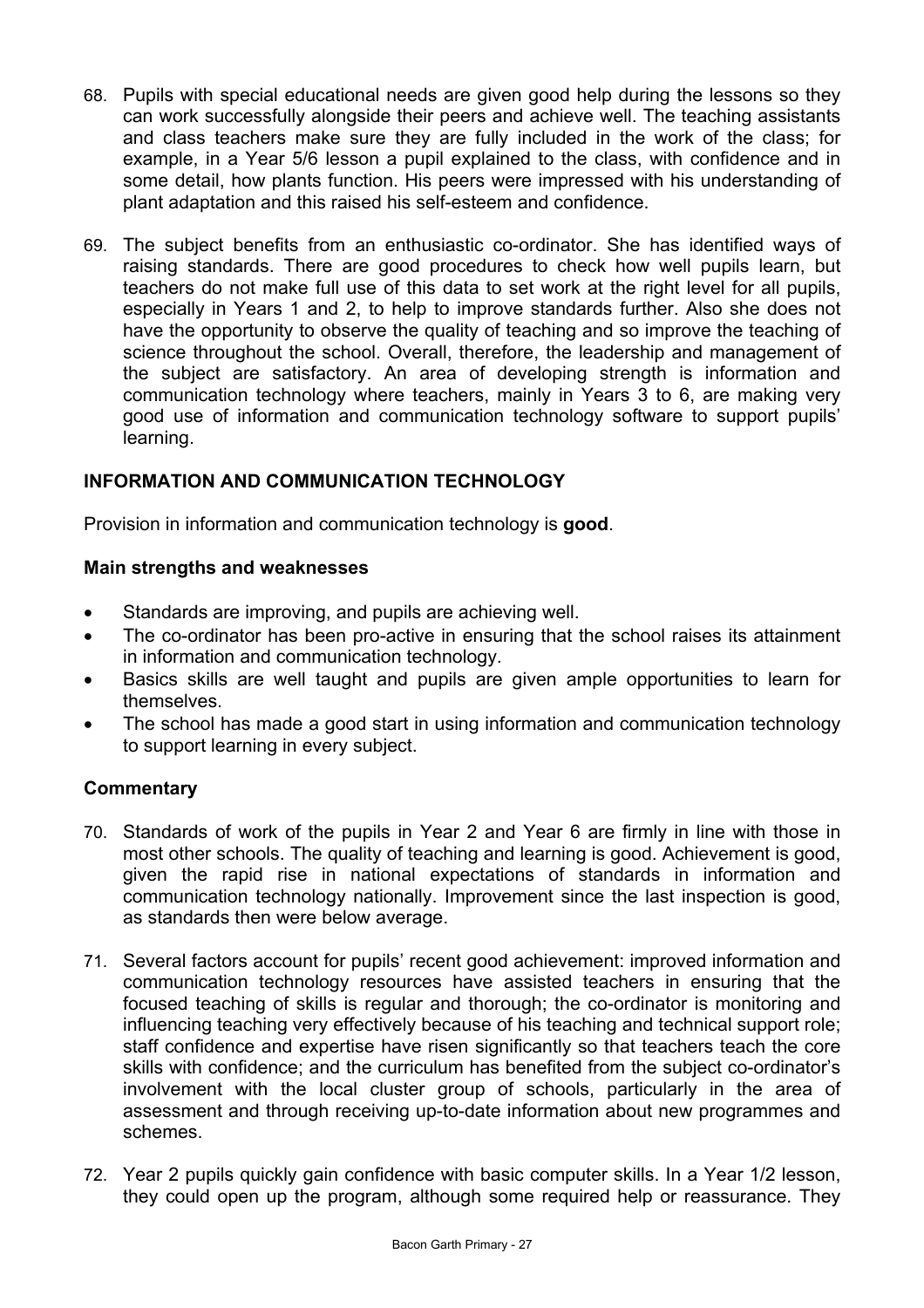68. Pupils with special educational needs are given good help during the lessons so they can work successfully alongside their peers and achieve well. The teaching assistants and class teachers make sure they are fully included in the work of the class; for example, in a Year 5/6 lesson a pupil explained to the class, with confidence and in some detail, how plants function. His peers were impressed with his understanding of plant adaptation and this raised his self-esteem and confidence.

69. The subject benefits from an enthusiastic co-ordinator. She has identified ways of raising standards. There are good procedures to check how well pupils learn, but teachers do not make full use of this data to set work at the right level for all pupils, especially in Years 1 and 2, to help to improve standards further. Also she does not have the opportunity to observe the quality of teaching and so improve the teaching of science throughout the school. Overall, therefore, the leadership and management of the subject are satisfactory. An area of developing strength is information and communication technology where teachers, mainly in Years 3 to 6, are making very good use of information and communication technology software to support pupils' learning.

## INFORMATION AND COMMUNICATION TECHNOLOGY

Provision in information and communication technology is **good**.

### Main strengths and weaknesses

- Standards are improving, and pupils are achieving well.
- The co-ordinator has been pro-active in ensuring that the school raises its attainment in information and communication technology.
- Basics skills are well taught and pupils are given ample opportunities to learn for themselves.
- The school has made a good start in using information and communication technology to support learning in every subject.

### Commentary

70. Standards of work of the pupils in Year 2 and Year 6 are firmly in line with those in most other schools. The quality of teaching and learning is good. Achievement is good, given the rapid rise in national expectations of standards in information and communication technology nationally. Improvement since the last inspection is good, as standards then were below average.

71. Several factors account for pupils' recent good achievement: improved information and communication technology resources have assisted teachers in ensuring that the focused teaching of skills is regular and thorough; the co-ordinator is monitoring and influencing teaching very effectively because of his teaching and technical support role; staff confidence and expertise have risen significantly so that teachers teach the core skills with confidence; and the curriculum has benefited from the subject co-ordinator's involvement with the local cluster group of schools, particularly in the area of assessment and through receiving up-to-date information about new programmes and schemes.

72. Year 2 pupils quickly gain confidence with basic computer skills. In a Year 1/2 lesson, they could open up the program, although some required help or reassurance. They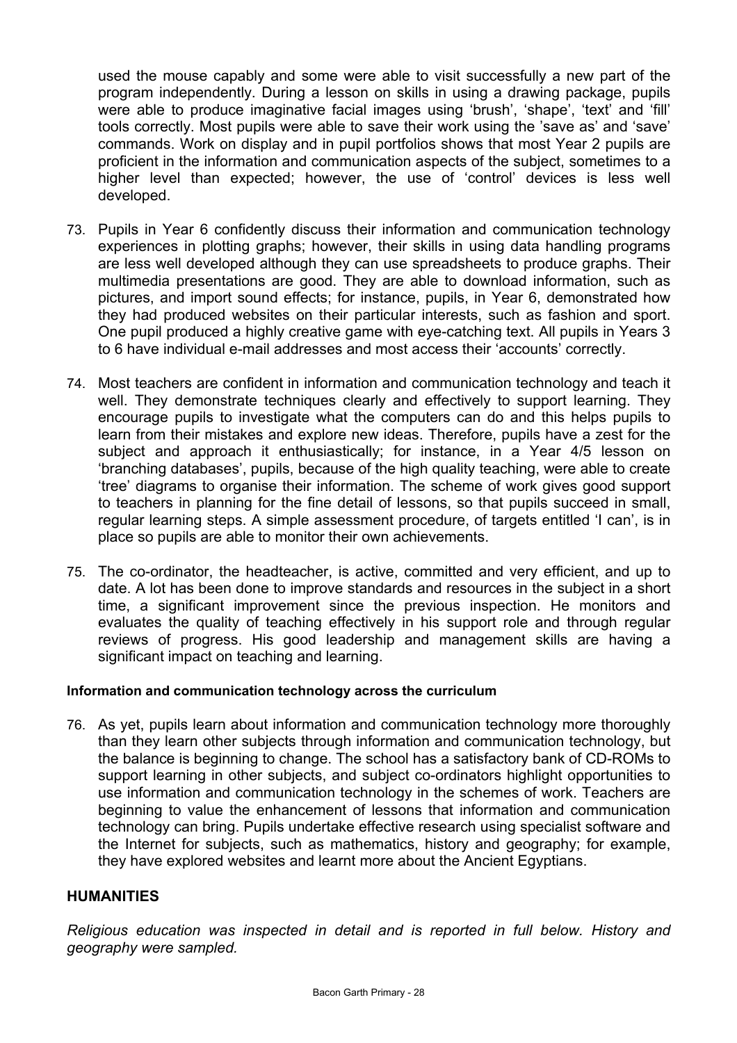used the mouse capably and some were able to visit successfully a new part of the program independently. During a lesson on skills in using a drawing package, pupils were able to produce imaginative facial images using 'brush', 'shape', 'text' and 'fill' tools correctly. Most pupils were able to save their work using the 'save as' and 'save' commands. Work on display and in pupil portfolios shows that most Year 2 pupils are proficient in the information and communication aspects of the subject, sometimes to a higher level than expected; however, the use of 'control' devices is less well developed.

73. Pupils in Year 6 confidently discuss their information and communication technology experiences in plotting graphs; however, their skills in using data handling programs are less well developed although they can use spreadsheets to produce graphs. Their multimedia presentations are good. They are able to download information, such as pictures, and import sound effects; for instance, pupils, in Year 6, demonstrated how they had produced websites on their particular interests, such as fashion and sport. One pupil produced a highly creative game with eye-catching text. All pupils in Years 3 to 6 have individual e-mail addresses and most access their 'accounts' correctly.

74. Most teachers are confident in information and communication technology and teach it well. They demonstrate techniques clearly and effectively to support learning. They encourage pupils to investigate what the computers can do and this helps pupils to learn from their mistakes and explore new ideas. Therefore, pupils have a zest for the subject and approach it enthusiastically; for instance, in a Year 4/5 lesson on 'branching databases', pupils, because of the high quality teaching, were able to create 'tree' diagrams to organise their information. The scheme of work gives good support to teachers in planning for the fine detail of lessons, so that pupils succeed in small, regular learning steps. A simple assessment procedure, of targets entitled 'I can', is in place so pupils are able to monitor their own achievements.

75. The co-ordinator, the headteacher, is active, committed and very efficient, and up to date. A lot has been done to improve standards and resources in the subject in a short time, a significant improvement since the previous inspection. He monitors and evaluates the quality of teaching effectively in his support role and through regular reviews of progress. His good leadership and management skills are having a significant impact on teaching and learning.

#### Information and communication technology across the curriculum

76. As yet, pupils learn about information and communication technology more thoroughly than they learn other subjects through information and communication technology, but the balance is beginning to change. The school has a satisfactory bank of CD-ROMs to support learning in other subjects, and subject co-ordinators highlight opportunities to use information and communication technology in the schemes of work. Teachers are beginning to value the enhancement of lessons that information and communication technology can bring. Pupils undertake effective research using specialist software and the Internet for subjects, such as mathematics, history and geography; for example, they have explored websites and learnt more about the Ancient Egyptians.

## HUMANITIES

*Religious education was inspected in detail and is reported in full below. History and geography were sampled.*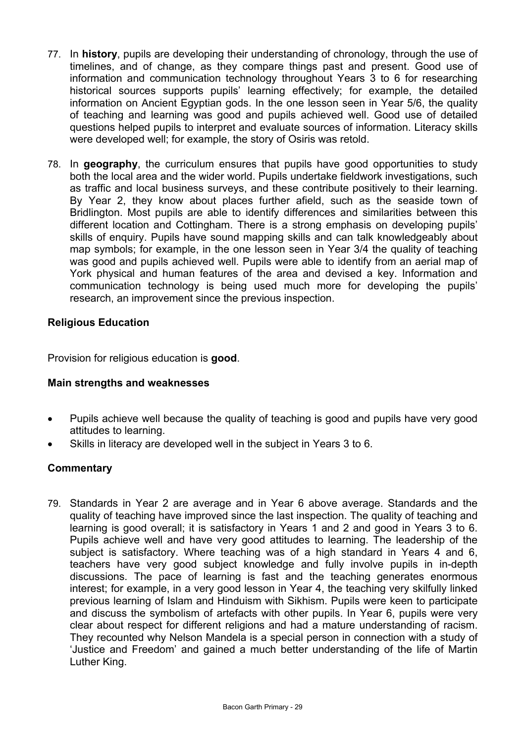77. In **history**, pupils are developing their understanding of chronology, through the use of timelines, and of change, as they compare things past and present. Good use of information and communication technology throughout Years 3 to 6 for researching historical sources supports pupils' learning effectively; for example, the detailed information on Ancient Egyptian gods. In the one lesson seen in Year 5/6, the quality of teaching and learning was good and pupils achieved well. Good use of detailed questions helped pupils to interpret and evaluate sources of information. Literacy skills were developed well; for example, the story of Osiris was retold.

78. In **geography**, the curriculum ensures that pupils have good opportunities to study both the local area and the wider world. Pupils undertake fieldwork investigations, such as traffic and local business surveys, and these contribute positively to their learning. By Year 2, they know about places further afield, such as the seaside town of Bridlington. Most pupils are able to identify differences and similarities between this different location and Cottingham. There is a strong emphasis on developing pupils' skills of enquiry. Pupils have sound mapping skills and can talk knowledgeably about map symbols; for example, in the one lesson seen in Year 3/4 the quality of teaching was good and pupils achieved well. Pupils were able to identify from an aerial map of York physical and human features of the area and devised a key. Information and communication technology is being used much more for developing the pupils' research, an improvement since the previous inspection.

### Religious Education

Provision for religious education is **good**.

#### Main strengths and weaknesses

- Pupils achieve well because the quality of teaching is good and pupils have very good attitudes to learning.
- Skills in literacy are developed well in the subject in Years 3 to 6.

#### Commentary

79. Standards in Year 2 are average and in Year 6 above average. Standards and the quality of teaching have improved since the last inspection. The quality of teaching and learning is good overall; it is satisfactory in Years 1 and 2 and good in Years 3 to 6. Pupils achieve well and have very good attitudes to learning. The leadership of the subject is satisfactory. Where teaching was of a high standard in Years 4 and 6, teachers have very good subject knowledge and fully involve pupils in in-depth discussions. The pace of learning is fast and the teaching generates enormous interest; for example, in a very good lesson in Year 4, the teaching very skilfully linked previous learning of Islam and Hinduism with Sikhism. Pupils were keen to participate and discuss the symbolism of artefacts with other pupils. In Year 6, pupils were very clear about respect for different religions and had a mature understanding of racism. They recounted why Nelson Mandela is a special person in connection with a study of 'Justice and Freedom' and gained a much better understanding of the life of Martin Luther King.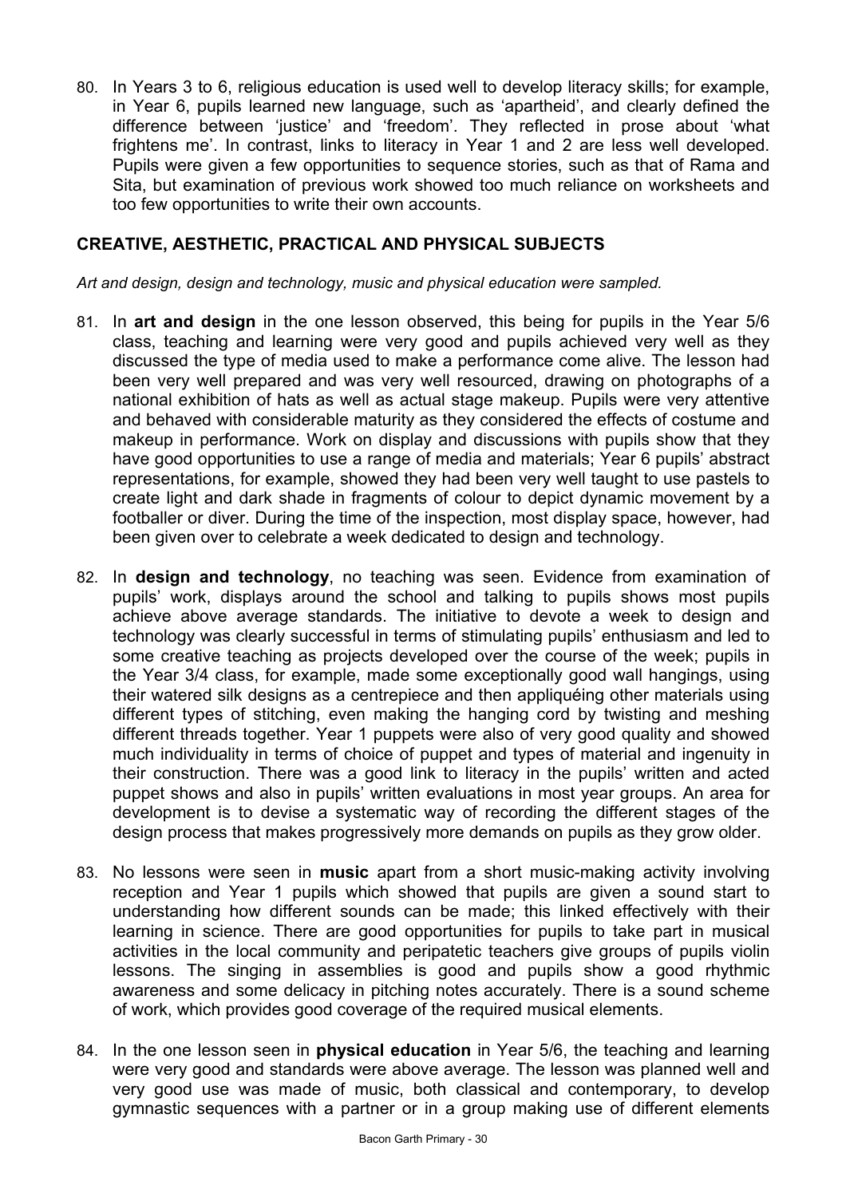80. In Years 3 to 6, religious education is used well to develop literacy skills; for example, in Year 6, pupils learned new language, such as 'apartheid', and clearly defined the difference between 'justice' and 'freedom'. They reflected in prose about 'what frightens me'. In contrast, links to literacy in Year 1 and 2 are less well developed. Pupils were given a few opportunities to sequence stories, such as that of Rama and Sita, but examination of previous work showed too much reliance on worksheets and too few opportunities to write their own accounts.

## CREATIVE, AESTHETIC, PRACTICAL AND PHYSICAL SUBJECTS

*Art and design, design and technology, music and physical education were sampled.*

81. In **art and design** in the one lesson observed, this being for pupils in the Year 5/6 class, teaching and learning were very good and pupils achieved very well as they discussed the type of media used to make a performance come alive. The lesson had been very well prepared and was very well resourced, drawing on photographs of a national exhibition of hats as well as actual stage makeup. Pupils were very attentive and behaved with considerable maturity as they considered the effects of costume and makeup in performance. Work on display and discussions with pupils show that they have good opportunities to use a range of media and materials; Year 6 pupils' abstract representations, for example, showed they had been very well taught to use pastels to create light and dark shade in fragments of colour to depict dynamic movement by a footballer or diver. During the time of the inspection, most display space, however, had been given over to celebrate a week dedicated to design and technology.

82. In **design and technology**, no teaching was seen. Evidence from examination of pupils' work, displays around the school and talking to pupils shows most pupils achieve above average standards. The initiative to devote a week to design and technology was clearly successful in terms of stimulating pupils' enthusiasm and led to some creative teaching as projects developed over the course of the week; pupils in the Year 3/4 class, for example, made some exceptionally good wall hangings, using their watered silk designs as a centrepiece and then appliquéing other materials using different types of stitching, even making the hanging cord by twisting and meshing different threads together. Year 1 puppets were also of very good quality and showed much individuality in terms of choice of puppet and types of material and ingenuity in their construction. There was a good link to literacy in the pupils' written and acted puppet shows and also in pupils' written evaluations in most year groups. An area for development is to devise a systematic way of recording the different stages of the design process that makes progressively more demands on pupils as they grow older.

83. No lessons were seen in **music** apart from a short music-making activity involving reception and Year 1 pupils which showed that pupils are given a sound start to understanding how different sounds can be made; this linked effectively with their learning in science. There are good opportunities for pupils to take part in musical activities in the local community and peripatetic teachers give groups of pupils violin lessons. The singing in assemblies is good and pupils show a good rhythmic awareness and some delicacy in pitching notes accurately. There is a sound scheme of work, which provides good coverage of the required musical elements.

84. In the one lesson seen in **physical education** in Year 5/6, the teaching and learning were very good and standards were above average. The lesson was planned well and very good use was made of music, both classical and contemporary, to develop gymnastic sequences with a partner or in a group making use of different elements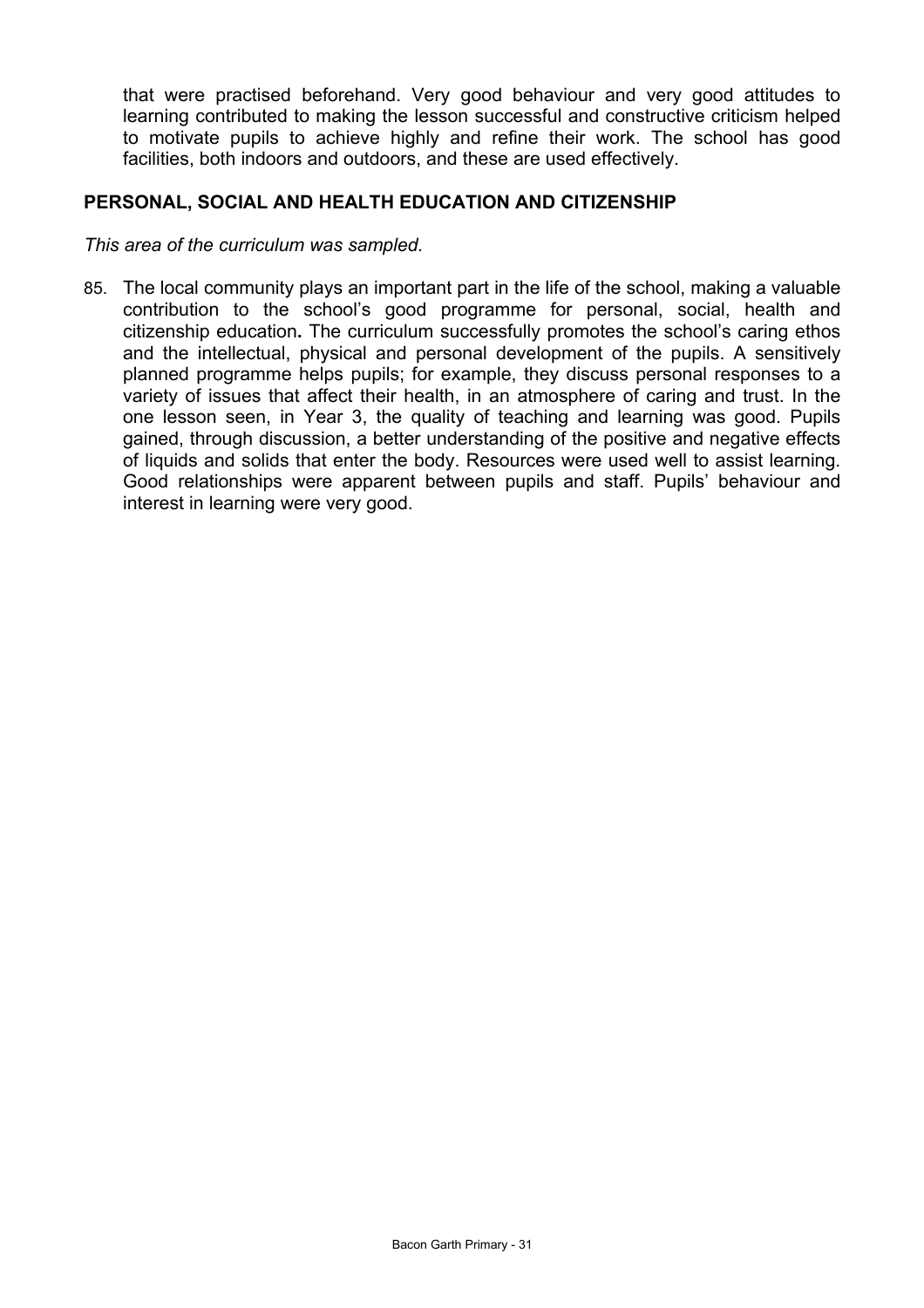that were practised beforehand. Very good behaviour and very good attitudes to learning contributed to making the lesson successful and constructive criticism helped to motivate pupils to achieve highly and refine their work. The school has good facilities, both indoors and outdoors, and these are used effectively.

## PERSONAL, SOCIAL AND HEALTH EDUCATION AND CITIZENSHIP

*This area of the curriculum was sampled.*

85. The local community plays an important part in the life of the school, making a valuable contribution to the school's good programme for personal, social, health and citizenship education**.** The curriculum successfully promotes the school's caring ethos and the intellectual, physical and personal development of the pupils. A sensitively planned programme helps pupils; for example, they discuss personal responses to a variety of issues that affect their health, in an atmosphere of caring and trust. In the one lesson seen, in Year 3, the quality of teaching and learning was good. Pupils gained, through discussion, a better understanding of the positive and negative effects of liquids and solids that enter the body. Resources were used well to assist learning. Good relationships were apparent between pupils and staff. Pupils' behaviour and interest in learning were very good.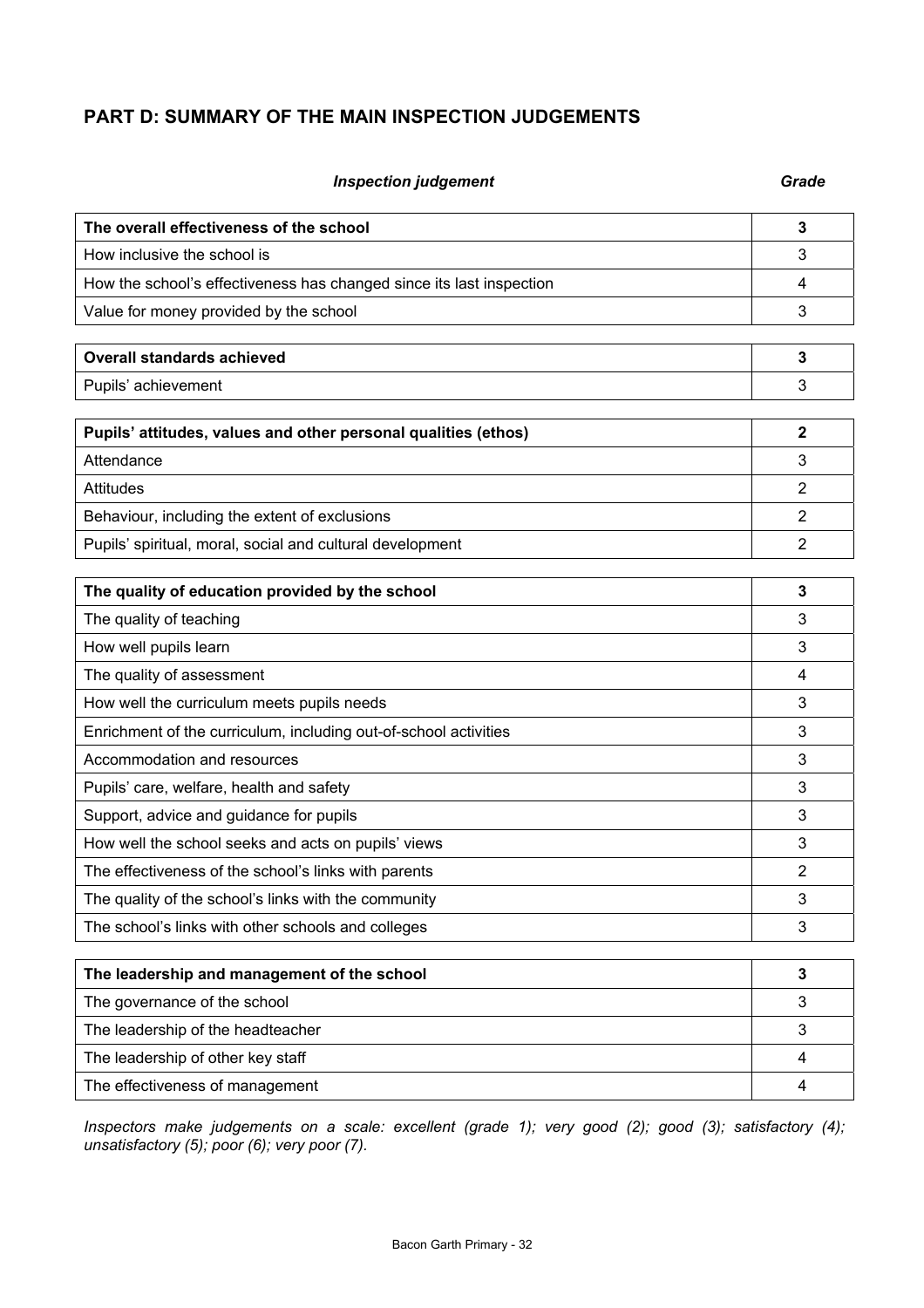## PART D: SUMMARY OF THE MAIN INSPECTION JUDGEMENTS

| *Inspection judgement* | *Grade* |
|---|---|
| **The overall effectiveness of the school** | **3** |
| How inclusive the school is | 3 |
| How the school's effectiveness has changed since its last inspection | 4 |
| Value for money provided by the school | 3 |
| **Overall standards achieved** | **3** |
| Pupils' achievement | 3 |
| **Pupils' attitudes, values and other personal qualities (ethos)** | **2** |
| Attendance | 3 |
| Attitudes | 2 |
| Behaviour, including the extent of exclusions | 2 |
| Pupils' spiritual, moral, social and cultural development | 2 |
| **The quality of education provided by the school** | **3** |
| The quality of teaching | 3 |
| How well pupils learn | 3 |
| The quality of assessment | 4 |
| How well the curriculum meets pupils needs | 3 |
| Enrichment of the curriculum, including out-of-school activities | 3 |
| Accommodation and resources | 3 |
| Pupils' care, welfare, health and safety | 3 |
| Support, advice and guidance for pupils | 3 |
| How well the school seeks and acts on pupils' views | 3 |
| The effectiveness of the school's links with parents | 2 |
| The quality of the school's links with the community | 3 |
| The school's links with other schools and colleges | 3 |
| **The leadership and management of the school** | **3** |
| The governance of the school | 3 |
| The leadership of the headteacher | 3 |
| The leadership of other key staff | 4 |
| The effectiveness of management | 4 |

*Inspectors make judgements on a scale: excellent (grade 1); very good (2); good (3); satisfactory (4); unsatisfactory (5); poor (6); very poor (7).*